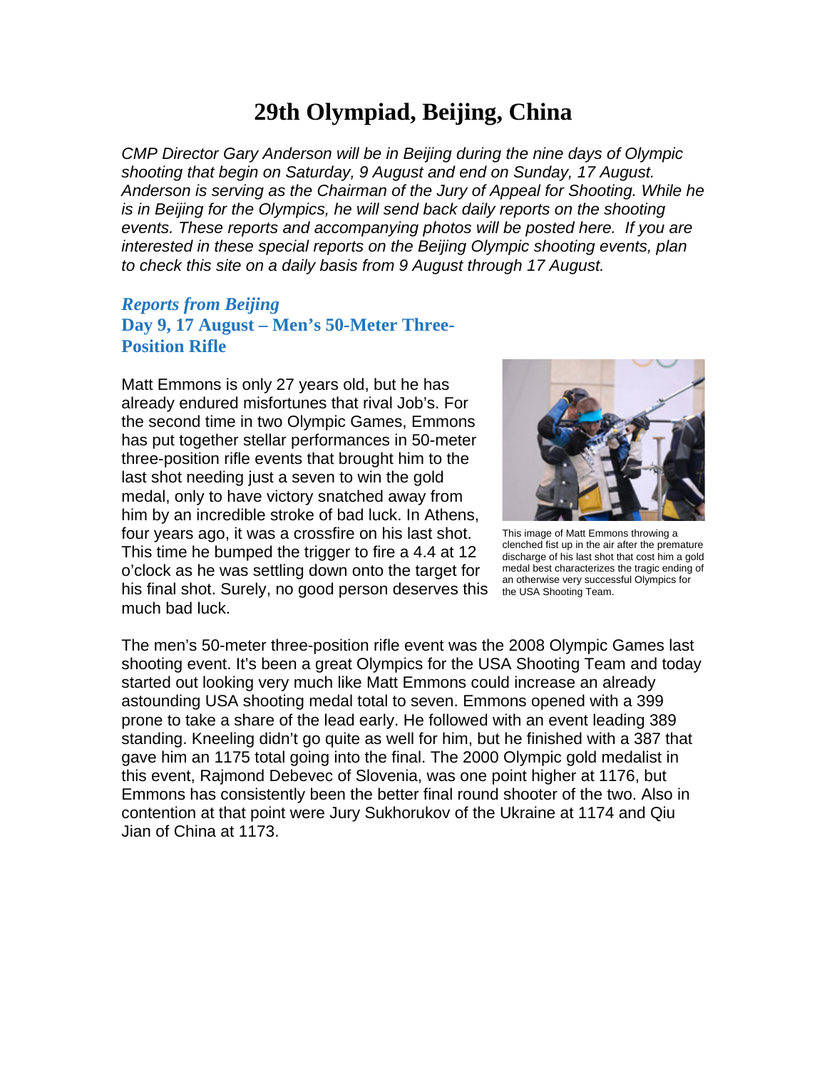# 29th Olympiad, Beijing, China

*CMP Director Gary Anderson will be in Beijing during the nine days of Olympic shooting that begin on Saturday, 9 August and end on Sunday, 17 August. Anderson is serving as the Chairman of the Jury of Appeal for Shooting. While he is in Beijing for the Olympics, he will send back daily reports on the shooting events. These reports and accompanying photos will be posted here. If you are interested in these special reports on the Beijing Olympic shooting events, plan to check this site on a daily basis from 9 August through 17 August.*

## *Reports from Beijing*

## Day 9, 17 August – Men's 50-Meter Three-Position Rifle

Matt Emmons is only 27 years old, but he has already endured misfortunes that rival Job's. For the second time in two Olympic Games, Emmons has put together stellar performances in 50-meter three-position rifle events that brought him to the last shot needing just a seven to win the gold medal, only to have victory snatched away from him by an incredible stroke of bad luck. In Athens, four years ago, it was a crossfire on his last shot. This time he bumped the trigger to fire a 4.4 at 12 o'clock as he was settling down onto the target for his final shot. Surely, no good person deserves this much bad luck.

This image of Matt Emmons throwing a clenched fist up in the air after the premature discharge of his last shot that cost him a gold medal best characterizes the tragic ending of an otherwise very successful Olympics for the USA Shooting Team.

The men's 50-meter three-position rifle event was the 2008 Olympic Games last shooting event. It's been a great Olympics for the USA Shooting Team and today started out looking very much like Matt Emmons could increase an already astounding USA shooting medal total to seven. Emmons opened with a 399 prone to take a share of the lead early. He followed with an event leading 389 standing. Kneeling didn't go quite as well for him, but he finished with a 387 that gave him an 1175 total going into the final. The 2000 Olympic gold medalist in this event, Rajmond Debevec of Slovenia, was one point higher at 1176, but Emmons has consistently been the better final round shooter of the two. Also in contention at that point were Jury Sukhorukov of the Ukraine at 1174 and Qiu Jian of China at 1173.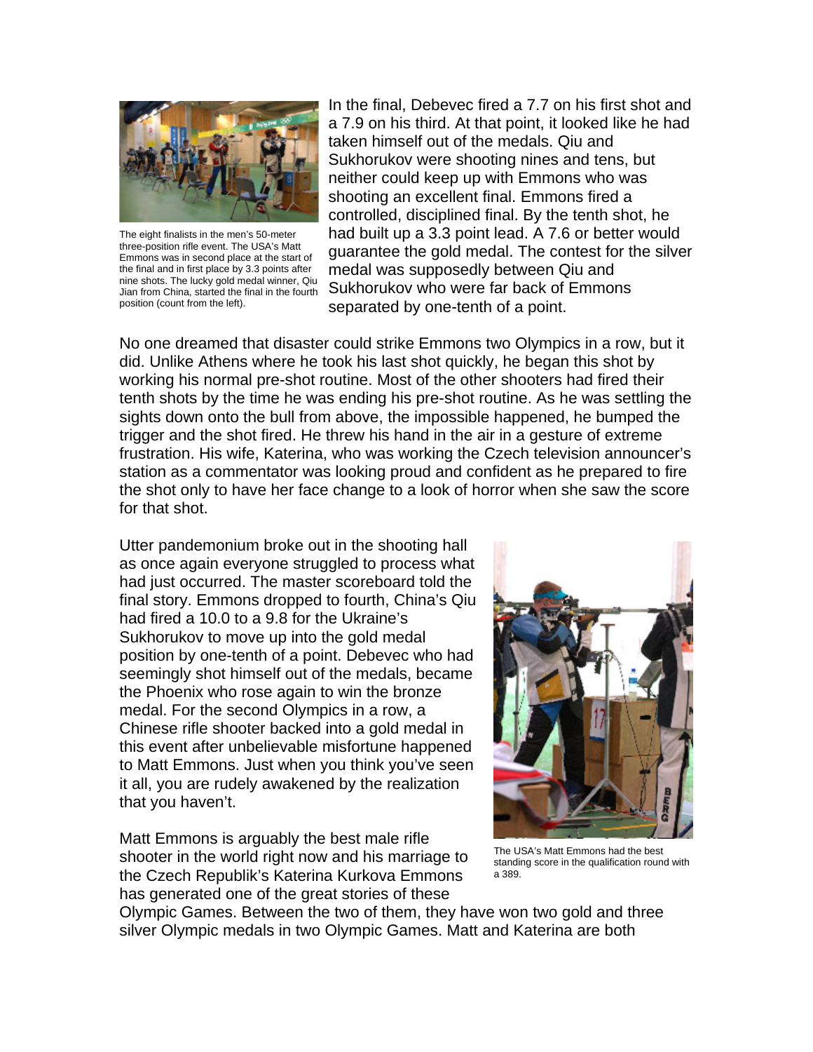The eight finalists in the men's 50-meter three-position rifle event. The USA's Matt Emmons was in second place at the start of the final and in first place by 3.3 points after nine shots. The lucky gold medal winner, Qiu Jian from China, started the final in the fourth position (count from the left).

In the final, Debevec fired a 7.7 on his first shot and a 7.9 on his third. At that point, it looked like he had taken himself out of the medals. Qiu and Sukhorukov were shooting nines and tens, but neither could keep up with Emmons who was shooting an excellent final. Emmons fired a controlled, disciplined final. By the tenth shot, he had built up a 3.3 point lead. A 7.6 or better would guarantee the gold medal. The contest for the silver medal was supposedly between Qiu and Sukhorukov who were far back of Emmons separated by one-tenth of a point.

No one dreamed that disaster could strike Emmons two Olympics in a row, but it did. Unlike Athens where he took his last shot quickly, he began this shot by working his normal pre-shot routine. Most of the other shooters had fired their tenth shots by the time he was ending his pre-shot routine. As he was settling the sights down onto the bull from above, the impossible happened, he bumped the trigger and the shot fired. He threw his hand in the air in a gesture of extreme frustration. His wife, Katerina, who was working the Czech television announcer's station as a commentator was looking proud and confident as he prepared to fire the shot only to have her face change to a look of horror when she saw the score for that shot.

Utter pandemonium broke out in the shooting hall as once again everyone struggled to process what had just occurred. The master scoreboard told the final story. Emmons dropped to fourth, China's Qiu had fired a 10.0 to a 9.8 for the Ukraine's Sukhorukov to move up into the gold medal position by one-tenth of a point. Debevec who had seemingly shot himself out of the medals, became the Phoenix who rose again to win the bronze medal. For the second Olympics in a row, a Chinese rifle shooter backed into a gold medal in this event after unbelievable misfortune happened to Matt Emmons. Just when you think you've seen it all, you are rudely awakened by the realization that you haven't.

The USA's Matt Emmons had the best standing score in the qualification round with a 389.

Matt Emmons is arguably the best male rifle shooter in the world right now and his marriage to the Czech Republik's Katerina Kurkova Emmons has generated one of the great stories of these Olympic Games. Between the two of them, they have won two gold and three silver Olympic medals in two Olympic Games. Matt and Katerina are both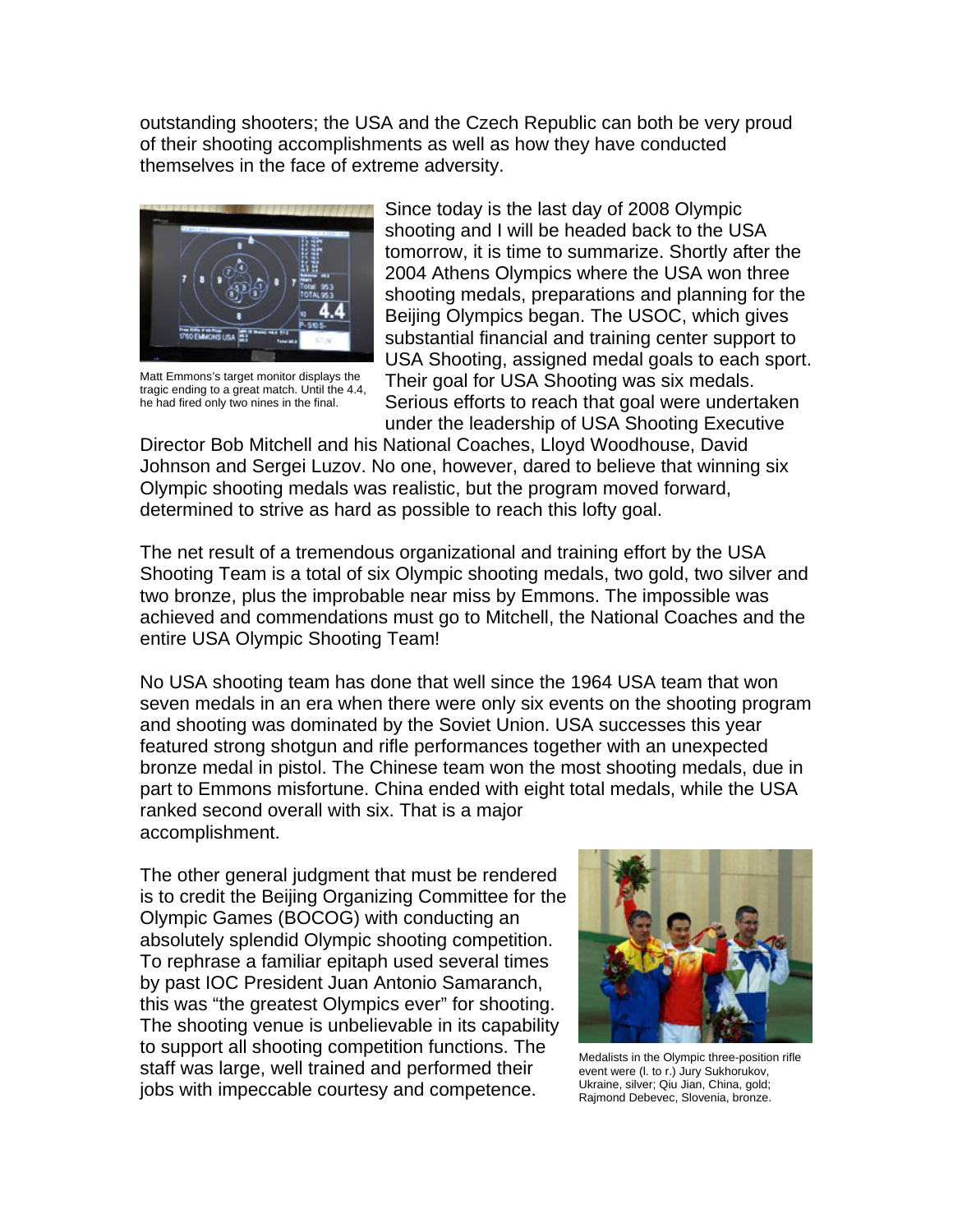outstanding shooters; the USA and the Czech Republic can both be very proud of their shooting accomplishments as well as how they have conducted themselves in the face of extreme adversity.

Matt Emmons's target monitor displays the tragic ending to a great match. Until the 4.4, he had fired only two nines in the final.

Since today is the last day of 2008 Olympic shooting and I will be headed back to the USA tomorrow, it is time to summarize. Shortly after the 2004 Athens Olympics where the USA won three shooting medals, preparations and planning for the Beijing Olympics began. The USOC, which gives substantial financial and training center support to USA Shooting, assigned medal goals to each sport. Their goal for USA Shooting was six medals. Serious efforts to reach that goal were undertaken under the leadership of USA Shooting Executive Director Bob Mitchell and his National Coaches, Lloyd Woodhouse, David Johnson and Sergei Luzov. No one, however, dared to believe that winning six Olympic shooting medals was realistic, but the program moved forward, determined to strive as hard as possible to reach this lofty goal.

The net result of a tremendous organizational and training effort by the USA Shooting Team is a total of six Olympic shooting medals, two gold, two silver and two bronze, plus the improbable near miss by Emmons. The impossible was achieved and commendations must go to Mitchell, the National Coaches and the entire USA Olympic Shooting Team!

No USA shooting team has done that well since the 1964 USA team that won seven medals in an era when there were only six events on the shooting program and shooting was dominated by the Soviet Union. USA successes this year featured strong shotgun and rifle performances together with an unexpected bronze medal in pistol. The Chinese team won the most shooting medals, due in part to Emmons misfortune. China ended with eight total medals, while the USA ranked second overall with six. That is a major accomplishment.

The other general judgment that must be rendered is to credit the Beijing Organizing Committee for the Olympic Games (BOCOG) with conducting an absolutely splendid Olympic shooting competition. To rephrase a familiar epitaph used several times by past IOC President Juan Antonio Samaranch, this was "the greatest Olympics ever" for shooting. The shooting venue is unbelievable in its capability to support all shooting competition functions. The staff was large, well trained and performed their jobs with impeccable courtesy and competence.

Medalists in the Olympic three-position rifle event were (l. to r.) Jury Sukhorukov, Ukraine, silver; Qiu Jian, China, gold; Rajmond Debevec, Slovenia, bronze.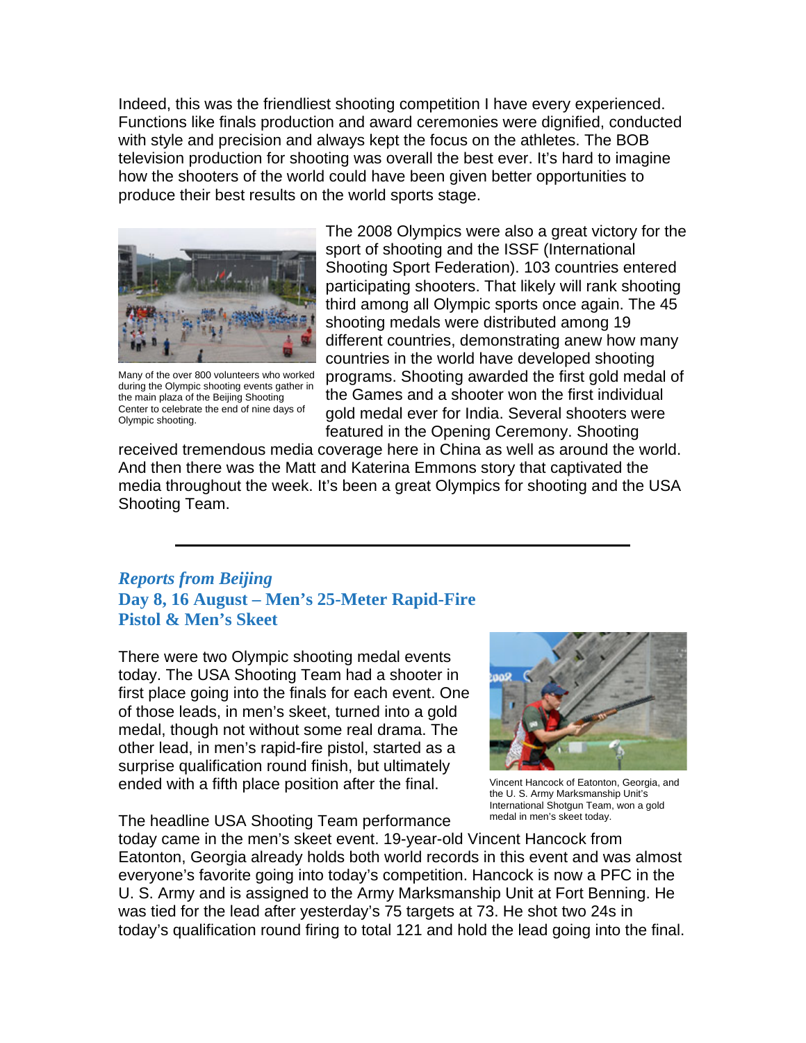Indeed, this was the friendliest shooting competition I have every experienced. Functions like finals production and award ceremonies were dignified, conducted with style and precision and always kept the focus on the athletes. The BOB television production for shooting was overall the best ever. It's hard to imagine how the shooters of the world could have been given better opportunities to produce their best results on the world sports stage.

Many of the over 800 volunteers who worked during the Olympic shooting events gather in the main plaza of the Beijing Shooting Center to celebrate the end of nine days of Olympic shooting.

The 2008 Olympics were also a great victory for the sport of shooting and the ISSF (International Shooting Sport Federation). 103 countries entered participating shooters. That likely will rank shooting third among all Olympic sports once again. The 45 shooting medals were distributed among 19 different countries, demonstrating anew how many countries in the world have developed shooting programs. Shooting awarded the first gold medal of the Games and a shooter won the first individual gold medal ever for India. Several shooters were featured in the Opening Ceremony. Shooting received tremendous media coverage here in China as well as around the world. And then there was the Matt and Katerina Emmons story that captivated the media throughout the week. It's been a great Olympics for shooting and the USA Shooting Team.

---

## *Reports from Beijing*
## Day 8, 16 August – Men's 25-Meter Rapid-Fire Pistol & Men's Skeet

There were two Olympic shooting medal events today. The USA Shooting Team had a shooter in first place going into the finals for each event. One of those leads, in men's skeet, turned into a gold medal, though not without some real drama. The other lead, in men's rapid-fire pistol, started as a surprise qualification round finish, but ultimately ended with a fifth place position after the final.

Vincent Hancock of Eatonton, Georgia, and the U. S. Army Marksmanship Unit's International Shotgun Team, won a gold medal in men's skeet today.

The headline USA Shooting Team performance today came in the men's skeet event. 19-year-old Vincent Hancock from Eatonton, Georgia already holds both world records in this event and was almost everyone's favorite going into today's competition. Hancock is now a PFC in the U. S. Army and is assigned to the Army Marksmanship Unit at Fort Benning. He was tied for the lead after yesterday's 75 targets at 73. He shot two 24s in today's qualification round firing to total 121 and hold the lead going into the final.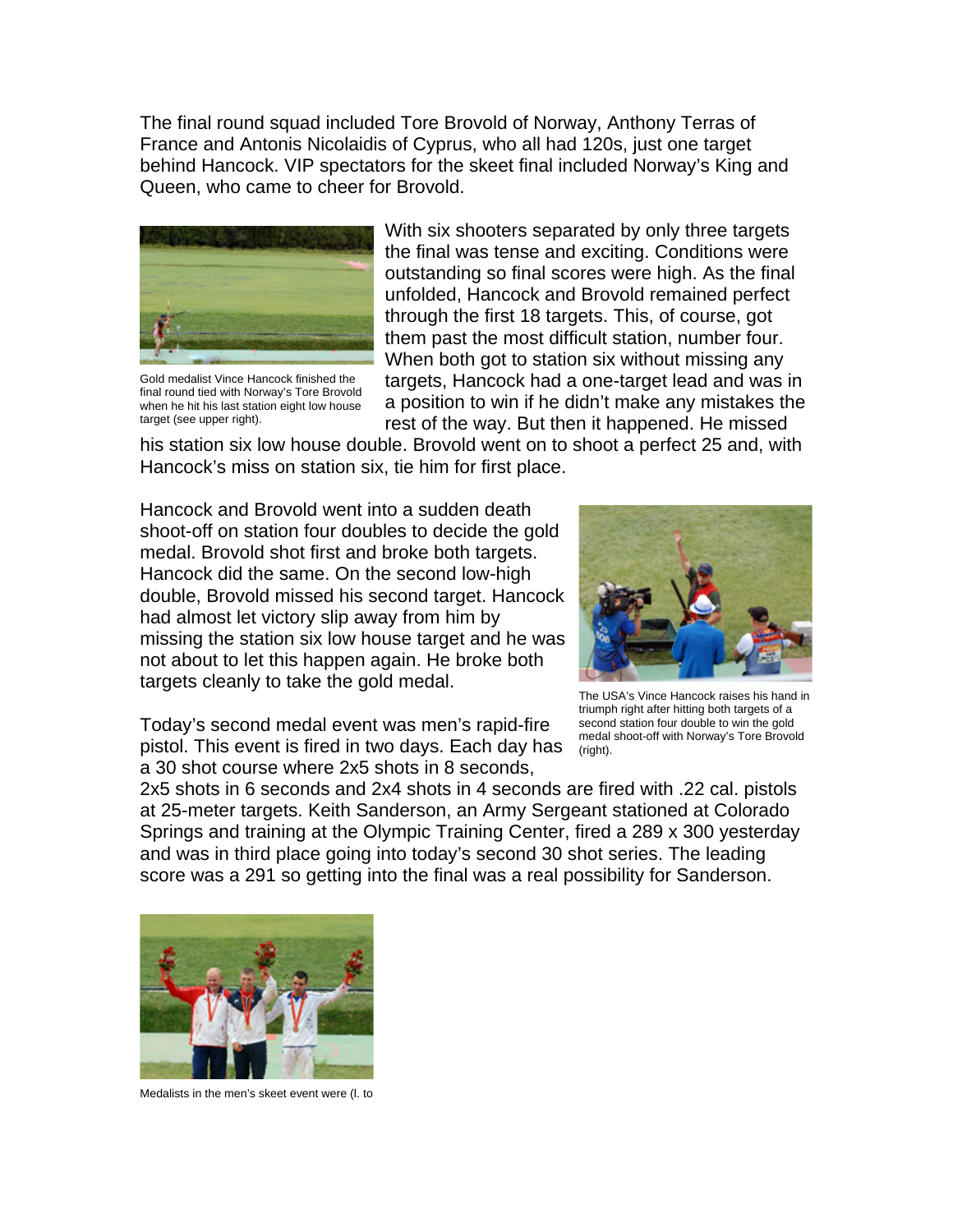The final round squad included Tore Brovold of Norway, Anthony Terras of France and Antonis Nicolaidis of Cyprus, who all had 120s, just one target behind Hancock. VIP spectators for the skeet final included Norway's King and Queen, who came to cheer for Brovold.

Gold medalist Vince Hancock finished the final round tied with Norway's Tore Brovold when he hit his last station eight low house target (see upper right).

With six shooters separated by only three targets the final was tense and exciting. Conditions were outstanding so final scores were high. As the final unfolded, Hancock and Brovold remained perfect through the first 18 targets. This, of course, got them past the most difficult station, number four. When both got to station six without missing any targets, Hancock had a one-target lead and was in a position to win if he didn't make any mistakes the rest of the way. But then it happened. He missed his station six low house double. Brovold went on to shoot a perfect 25 and, with Hancock's miss on station six, tie him for first place.

Hancock and Brovold went into a sudden death shoot-off on station four doubles to decide the gold medal. Brovold shot first and broke both targets. Hancock did the same. On the second low-high double, Brovold missed his second target. Hancock had almost let victory slip away from him by missing the station six low house target and he was not about to let this happen again. He broke both targets cleanly to take the gold medal.

The USA's Vince Hancock raises his hand in triumph right after hitting both targets of a second station four double to win the gold medal shoot-off with Norway's Tore Brovold (right).

Today's second medal event was men's rapid-fire pistol. This event is fired in two days. Each day has a 30 shot course where 2x5 shots in 8 seconds, 2x5 shots in 6 seconds and 2x4 shots in 4 seconds are fired with .22 cal. pistols at 25-meter targets. Keith Sanderson, an Army Sergeant stationed at Colorado Springs and training at the Olympic Training Center, fired a 289 x 300 yesterday and was in third place going into today's second 30 shot series. The leading score was a 291 so getting into the final was a real possibility for Sanderson.

Medalists in the men's skeet event were (l. to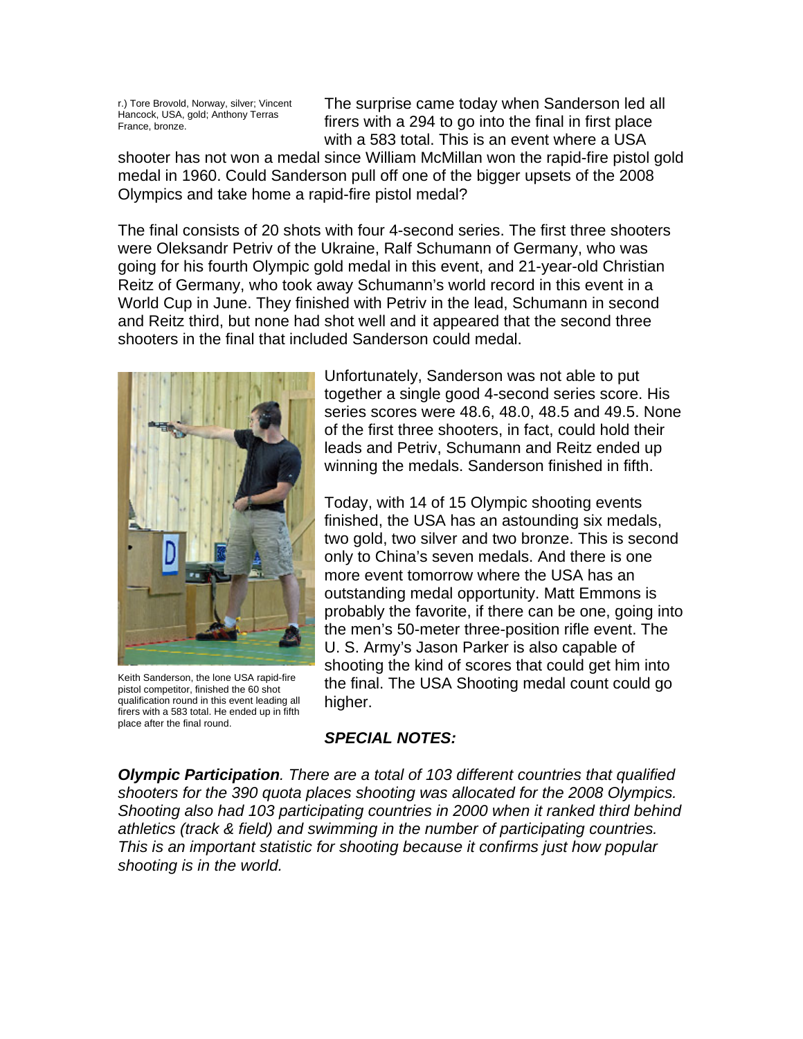r.) Tore Brovold, Norway, silver; Vincent Hancock, USA, gold; Anthony Terras France, bronze.

The surprise came today when Sanderson led all firers with a 294 to go into the final in first place with a 583 total. This is an event where a USA shooter has not won a medal since William McMillan won the rapid-fire pistol gold medal in 1960. Could Sanderson pull off one of the bigger upsets of the 2008 Olympics and take home a rapid-fire pistol medal?

The final consists of 20 shots with four 4-second series. The first three shooters were Oleksandr Petriv of the Ukraine, Ralf Schumann of Germany, who was going for his fourth Olympic gold medal in this event, and 21-year-old Christian Reitz of Germany, who took away Schumann's world record in this event in a World Cup in June. They finished with Petriv in the lead, Schumann in second and Reitz third, but none had shot well and it appeared that the second three shooters in the final that included Sanderson could medal.

Keith Sanderson, the lone USA rapid-fire pistol competitor, finished the 60 shot qualification round in this event leading all firers with a 583 total. He ended up in fifth place after the final round.

Unfortunately, Sanderson was not able to put together a single good 4-second series score. His series scores were 48.6, 48.0, 48.5 and 49.5. None of the first three shooters, in fact, could hold their leads and Petriv, Schumann and Reitz ended up winning the medals. Sanderson finished in fifth.

Today, with 14 of 15 Olympic shooting events finished, the USA has an astounding six medals, two gold, two silver and two bronze. This is second only to China's seven medals. And there is one more event tomorrow where the USA has an outstanding medal opportunity. Matt Emmons is probably the favorite, if there can be one, going into the men's 50-meter three-position rifle event. The U. S. Army's Jason Parker is also capable of shooting the kind of scores that could get him into the final. The USA Shooting medal count could go higher.

***SPECIAL NOTES:***

***Olympic Participation**. There are a total of 103 different countries that qualified shooters for the 390 quota places shooting was allocated for the 2008 Olympics. Shooting also had 103 participating countries in 2000 when it ranked third behind athletics (track & field) and swimming in the number of participating countries. This is an important statistic for shooting because it confirms just how popular shooting is in the world.*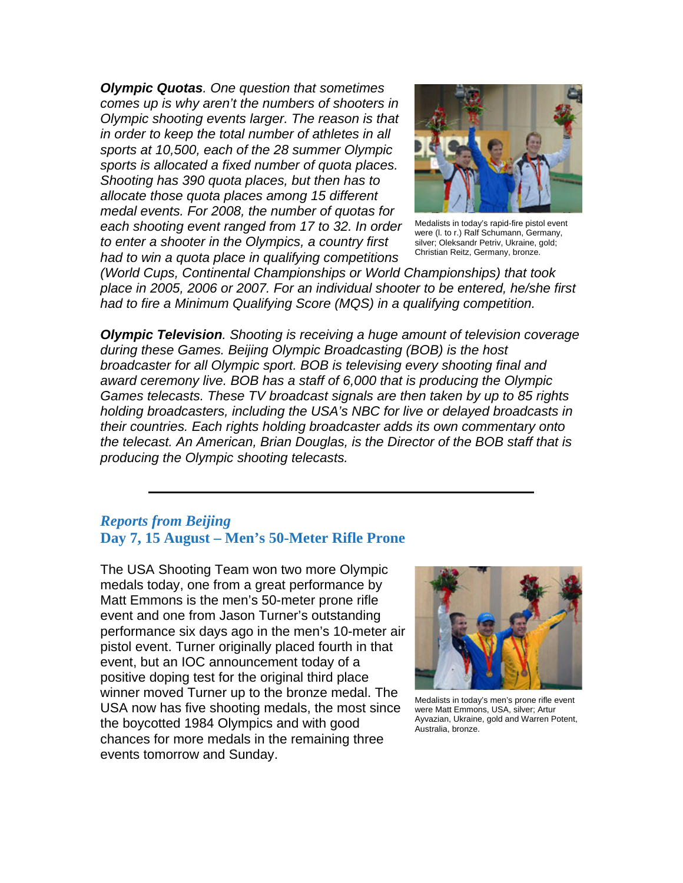***Olympic Quotas**. One question that sometimes comes up is why aren't the numbers of shooters in Olympic shooting events larger. The reason is that in order to keep the total number of athletes in all sports at 10,500, each of the 28 summer Olympic sports is allocated a fixed number of quota places. Shooting has 390 quota places, but then has to allocate those quota places among 15 different medal events. For 2008, the number of quotas for each shooting event ranged from 17 to 32. In order to enter a shooter in the Olympics, a country first had to win a quota place in qualifying competitions (World Cups, Continental Championships or World Championships) that took place in 2005, 2006 or 2007. For an individual shooter to be entered, he/she first had to fire a Minimum Qualifying Score (MQS) in a qualifying competition.*

Medalists in today's rapid-fire pistol event were (l. to r.) Ralf Schumann, Germany, silver; Oleksandr Petriv, Ukraine, gold; Christian Reitz, Germany, bronze.

***Olympic Television**. Shooting is receiving a huge amount of television coverage during these Games. Beijing Olympic Broadcasting (BOB) is the host broadcaster for all Olympic sport. BOB is televising every shooting final and award ceremony live. BOB has a staff of 6,000 that is producing the Olympic Games telecasts. These TV broadcast signals are then taken by up to 85 rights holding broadcasters, including the USA's NBC for live or delayed broadcasts in their countries. Each rights holding broadcaster adds its own commentary onto the telecast. An American, Brian Douglas, is the Director of the BOB staff that is producing the Olympic shooting telecasts.*

---

## *Reports from Beijing*
## Day 7, 15 August – Men's 50-Meter Rifle Prone

The USA Shooting Team won two more Olympic medals today, one from a great performance by Matt Emmons is the men's 50-meter prone rifle event and one from Jason Turner's outstanding performance six days ago in the men's 10-meter air pistol event. Turner originally placed fourth in that event, but an IOC announcement today of a positive doping test for the original third place winner moved Turner up to the bronze medal. The USA now has five shooting medals, the most since the boycotted 1984 Olympics and with good chances for more medals in the remaining three events tomorrow and Sunday.

Medalists in today's men's prone rifle event were Matt Emmons, USA, silver; Artur Ayvazian, Ukraine, gold and Warren Potent, Australia, bronze.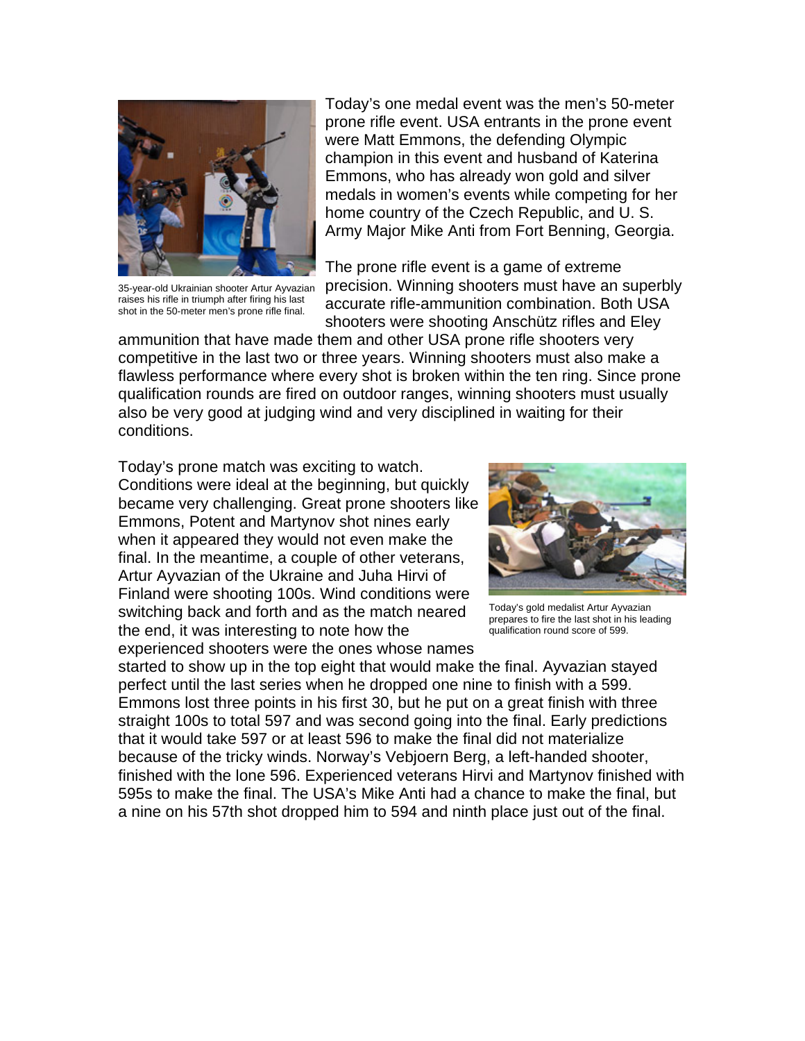35-year-old Ukrainian shooter Artur Ayvazian raises his rifle in triumph after firing his last shot in the 50-meter men's prone rifle final.

Today's one medal event was the men's 50-meter prone rifle event. USA entrants in the prone event were Matt Emmons, the defending Olympic champion in this event and husband of Katerina Emmons, who has already won gold and silver medals in women's events while competing for her home country of the Czech Republic, and U. S. Army Major Mike Anti from Fort Benning, Georgia.

The prone rifle event is a game of extreme precision. Winning shooters must have an superbly accurate rifle-ammunition combination. Both USA shooters were shooting Anschütz rifles and Eley ammunition that have made them and other USA prone rifle shooters very competitive in the last two or three years. Winning shooters must also make a flawless performance where every shot is broken within the ten ring. Since prone qualification rounds are fired on outdoor ranges, winning shooters must usually also be very good at judging wind and very disciplined in waiting for their conditions.

Today's gold medalist Artur Ayvazian prepares to fire the last shot in his leading qualification round score of 599.

Today's prone match was exciting to watch. Conditions were ideal at the beginning, but quickly became very challenging. Great prone shooters like Emmons, Potent and Martynov shot nines early when it appeared they would not even make the final. In the meantime, a couple of other veterans, Artur Ayvazian of the Ukraine and Juha Hirvi of Finland were shooting 100s. Wind conditions were switching back and forth and as the match neared the end, it was interesting to note how the experienced shooters were the ones whose names started to show up in the top eight that would make the final. Ayvazian stayed perfect until the last series when he dropped one nine to finish with a 599. Emmons lost three points in his first 30, but he put on a great finish with three straight 100s to total 597 and was second going into the final. Early predictions that it would take 597 or at least 596 to make the final did not materialize because of the tricky winds. Norway's Vebjoern Berg, a left-handed shooter, finished with the lone 596. Experienced veterans Hirvi and Martynov finished with 595s to make the final. The USA's Mike Anti had a chance to make the final, but a nine on his 57th shot dropped him to 594 and ninth place just out of the final.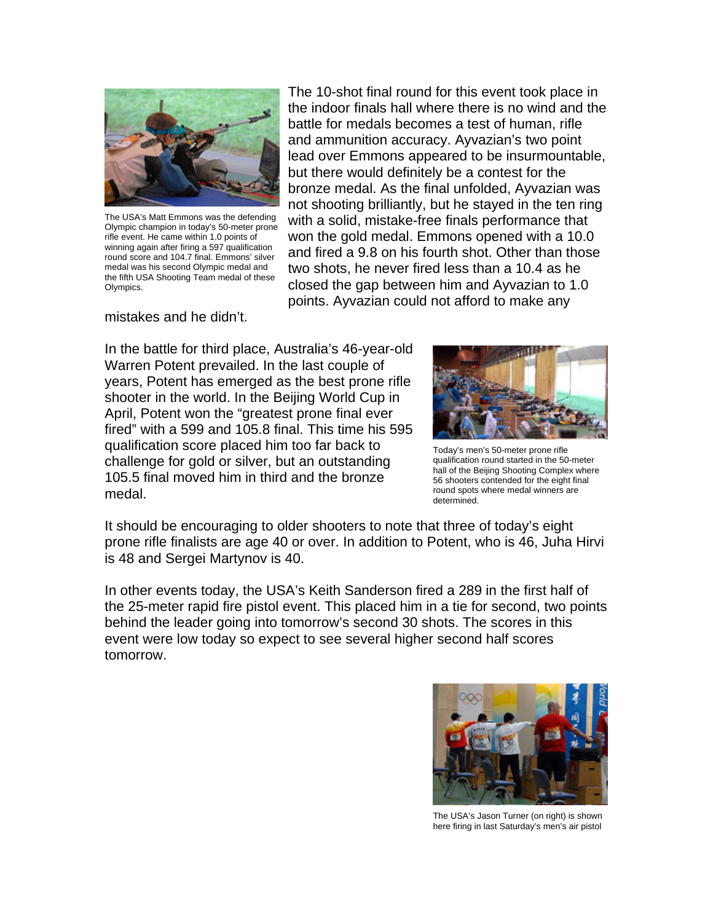The USA's Matt Emmons was the defending Olympic champion in today's 50-meter prone rifle event. He came within 1.0 points of winning again after firing a 597 qualification round score and 104.7 final. Emmons' silver medal was his second Olympic medal and the fifth USA Shooting Team medal of these Olympics.

The 10-shot final round for this event took place in the indoor finals hall where there is no wind and the battle for medals becomes a test of human, rifle and ammunition accuracy. Ayvazian's two point lead over Emmons appeared to be insurmountable, but there would definitely be a contest for the bronze medal. As the final unfolded, Ayvazian was not shooting brilliantly, but he stayed in the ten ring with a solid, mistake-free finals performance that won the gold medal. Emmons opened with a 10.0 and fired a 9.8 on his fourth shot. Other than those two shots, he never fired less than a 10.4 as he closed the gap between him and Ayvazian to 1.0 points. Ayvazian could not afford to make any mistakes and he didn't.

In the battle for third place, Australia's 46-year-old Warren Potent prevailed. In the last couple of years, Potent has emerged as the best prone rifle shooter in the world. In the Beijing World Cup in April, Potent won the "greatest prone final ever fired" with a 599 and 105.8 final. This time his 595 qualification score placed him too far back to challenge for gold or silver, but an outstanding 105.5 final moved him in third and the bronze medal.

Today's men's 50-meter prone rifle qualification round started in the 50-meter hall of the Beijing Shooting Complex where 56 shooters contended for the eight final round spots where medal winners are determined.

It should be encouraging to older shooters to note that three of today's eight prone rifle finalists are age 40 or over. In addition to Potent, who is 46, Juha Hirvi is 48 and Sergei Martynov is 40.

In other events today, the USA's Keith Sanderson fired a 289 in the first half of the 25-meter rapid fire pistol event. This placed him in a tie for second, two points behind the leader going into tomorrow's second 30 shots. The scores in this event were low today so expect to see several higher second half scores tomorrow.

The USA's Jason Turner (on right) is shown here firing in last Saturday's men's air pistol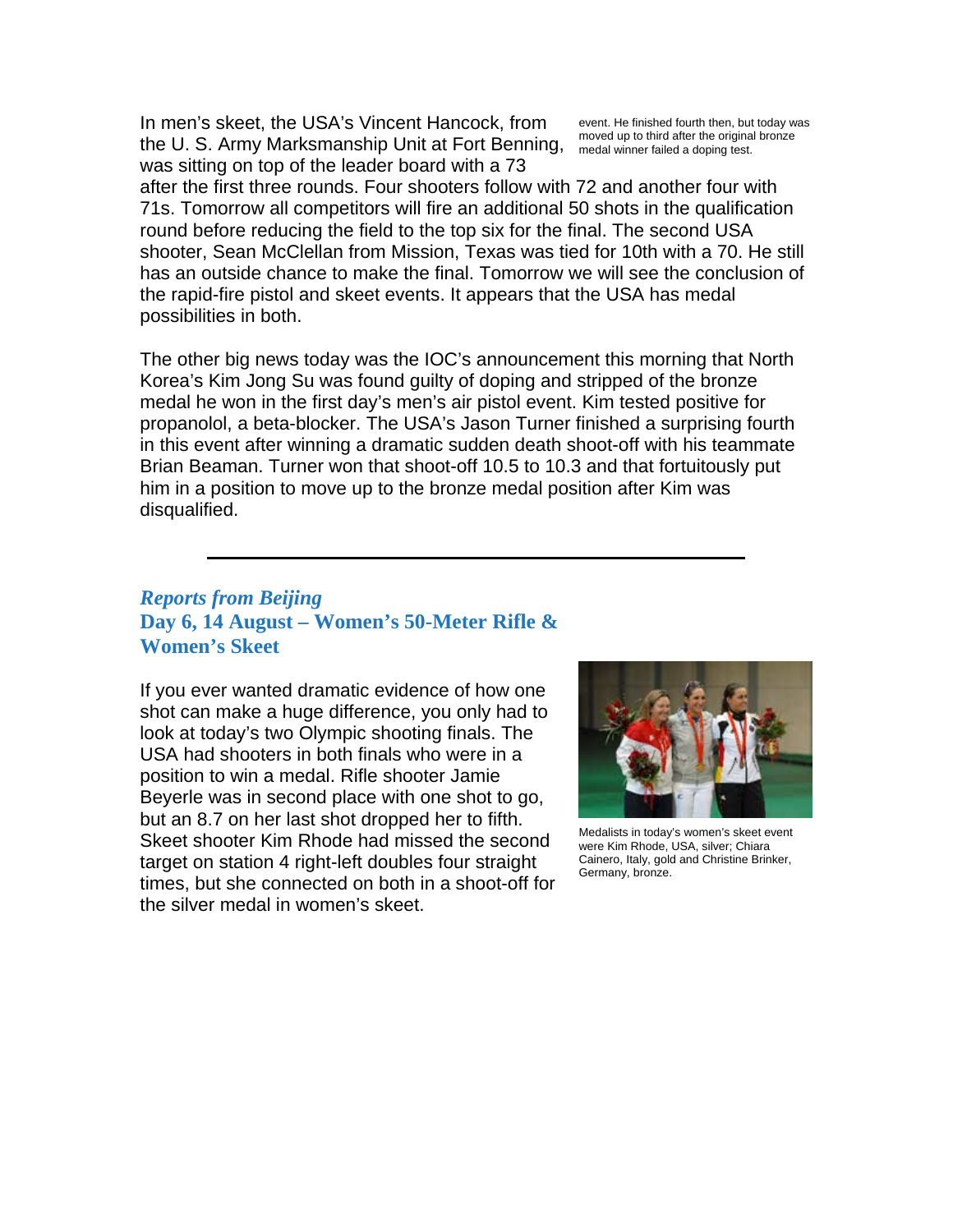In men's skeet, the USA's Vincent Hancock, from the U. S. Army Marksmanship Unit at Fort Benning, was sitting on top of the leader board with a 73 after the first three rounds. Four shooters follow with 72 and another four with 71s. Tomorrow all competitors will fire an additional 50 shots in the qualification round before reducing the field to the top six for the final. The second USA shooter, Sean McClellan from Mission, Texas was tied for 10th with a 70. He still has an outside chance to make the final. Tomorrow we will see the conclusion of the rapid-fire pistol and skeet events. It appears that the USA has medal possibilities in both.

event. He finished fourth then, but today was moved up to third after the original bronze medal winner failed a doping test.

The other big news today was the IOC's announcement this morning that North Korea's Kim Jong Su was found guilty of doping and stripped of the bronze medal he won in the first day's men's air pistol event. Kim tested positive for propanolol, a beta-blocker. The USA's Jason Turner finished a surprising fourth in this event after winning a dramatic sudden death shoot-off with his teammate Brian Beaman. Turner won that shoot-off 10.5 to 10.3 and that fortuitously put him in a position to move up to the bronze medal position after Kim was disqualified.

---

## *Reports from Beijing*
## Day 6, 14 August – Women's 50-Meter Rifle & Women's Skeet

If you ever wanted dramatic evidence of how one shot can make a huge difference, you only had to look at today's two Olympic shooting finals. The USA had shooters in both finals who were in a position to win a medal. Rifle shooter Jamie Beyerle was in second place with one shot to go, but an 8.7 on her last shot dropped her to fifth. Skeet shooter Kim Rhode had missed the second target on station 4 right-left doubles four straight times, but she connected on both in a shoot-off for the silver medal in women's skeet.

Medalists in today's women's skeet event were Kim Rhode, USA, silver; Chiara Cainero, Italy, gold and Christine Brinker, Germany, bronze.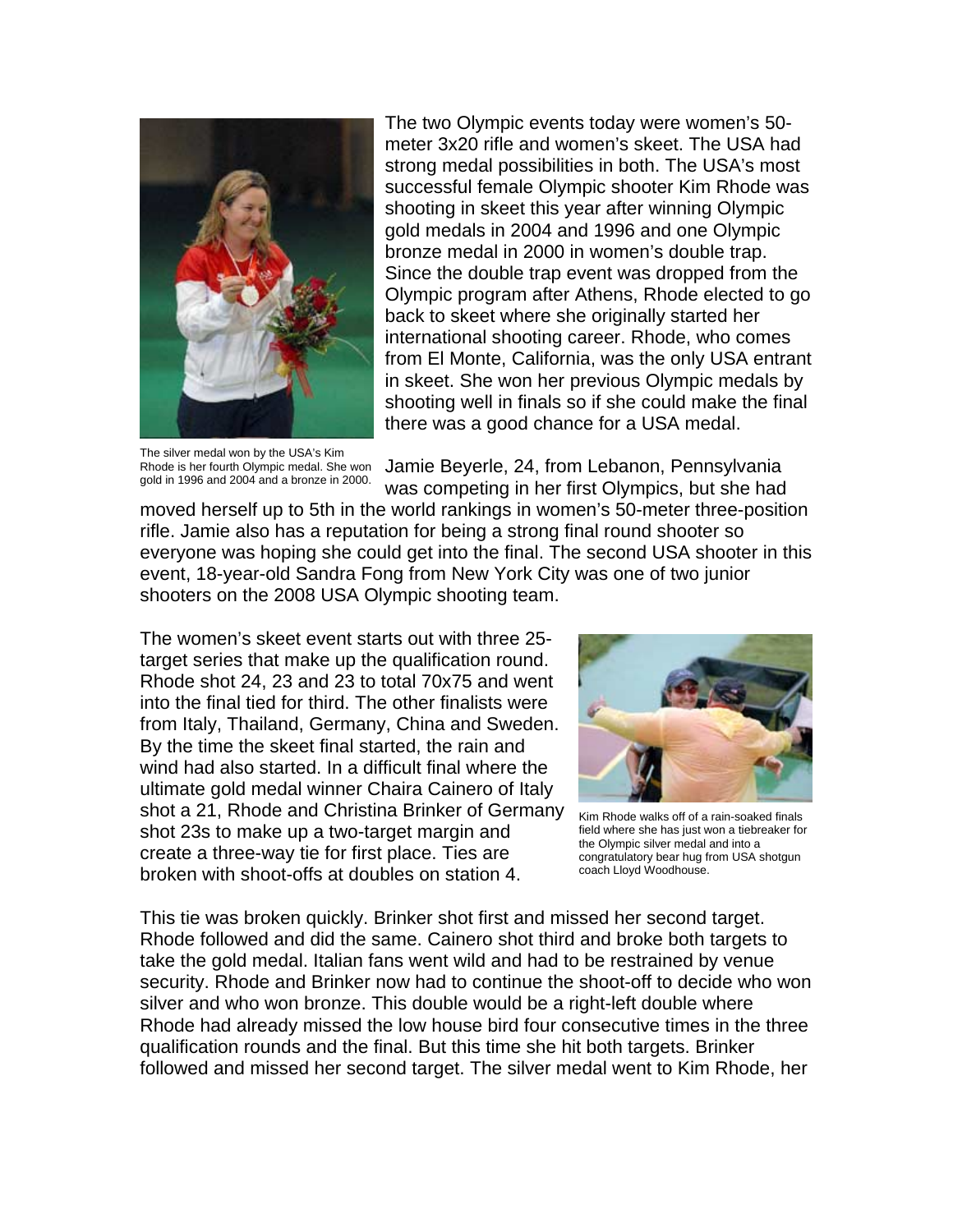The two Olympic events today were women's 50-meter 3x20 rifle and women's skeet. The USA had strong medal possibilities in both. The USA's most successful female Olympic shooter Kim Rhode was shooting in skeet this year after winning Olympic gold medals in 2004 and 1996 and one Olympic bronze medal in 2000 in women's double trap. Since the double trap event was dropped from the Olympic program after Athens, Rhode elected to go back to skeet where she originally started her international shooting career. Rhode, who comes from El Monte, California, was the only USA entrant in skeet. She won her previous Olympic medals by shooting well in finals so if she could make the final there was a good chance for a USA medal.

The silver medal won by the USA's Kim Rhode is her fourth Olympic medal. She won gold in 1996 and 2004 and a bronze in 2000.

Jamie Beyerle, 24, from Lebanon, Pennsylvania was competing in her first Olympics, but she had moved herself up to 5th in the world rankings in women's 50-meter three-position rifle. Jamie also has a reputation for being a strong final round shooter so everyone was hoping she could get into the final. The second USA shooter in this event, 18-year-old Sandra Fong from New York City was one of two junior shooters on the 2008 USA Olympic shooting team.

The women's skeet event starts out with three 25-target series that make up the qualification round. Rhode shot 24, 23 and 23 to total 70x75 and went into the final tied for third. The other finalists were from Italy, Thailand, Germany, China and Sweden. By the time the skeet final started, the rain and wind had also started. In a difficult final where the ultimate gold medal winner Chaira Cainero of Italy shot a 21, Rhode and Christina Brinker of Germany shot 23s to make up a two-target margin and create a three-way tie for first place. Ties are broken with shoot-offs at doubles on station 4.

Kim Rhode walks off of a rain-soaked finals field where she has just won a tiebreaker for the Olympic silver medal and into a congratulatory bear hug from USA shotgun coach Lloyd Woodhouse.

This tie was broken quickly. Brinker shot first and missed her second target. Rhode followed and did the same. Cainero shot third and broke both targets to take the gold medal. Italian fans went wild and had to be restrained by venue security. Rhode and Brinker now had to continue the shoot-off to decide who won silver and who won bronze. This double would be a right-left double where Rhode had already missed the low house bird four consecutive times in the three qualification rounds and the final. But this time she hit both targets. Brinker followed and missed her second target. The silver medal went to Kim Rhode, her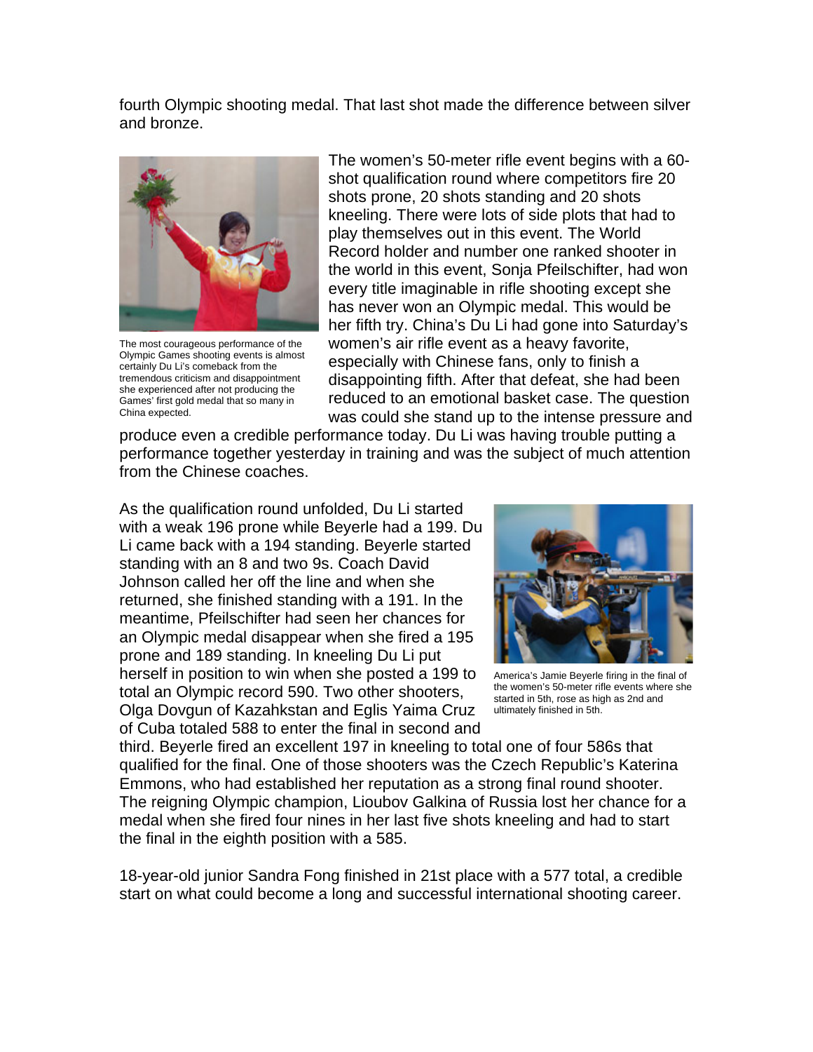fourth Olympic shooting medal. That last shot made the difference between silver and bronze.

The most courageous performance of the Olympic Games shooting events is almost certainly Du Li's comeback from the tremendous criticism and disappointment she experienced after not producing the Games' first gold medal that so many in China expected.

The women's 50-meter rifle event begins with a 60-shot qualification round where competitors fire 20 shots prone, 20 shots standing and 20 shots kneeling. There were lots of side plots that had to play themselves out in this event. The World Record holder and number one ranked shooter in the world in this event, Sonja Pfeilschifter, had won every title imaginable in rifle shooting except she has never won an Olympic medal. This would be her fifth try. China's Du Li had gone into Saturday's women's air rifle event as a heavy favorite, especially with Chinese fans, only to finish a disappointing fifth. After that defeat, she had been reduced to an emotional basket case. The question was could she stand up to the intense pressure and produce even a credible performance today. Du Li was having trouble putting a performance together yesterday in training and was the subject of much attention from the Chinese coaches.

As the qualification round unfolded, Du Li started with a weak 196 prone while Beyerle had a 199. Du Li came back with a 194 standing. Beyerle started standing with an 8 and two 9s. Coach David Johnson called her off the line and when she returned, she finished standing with a 191. In the meantime, Pfeilschifter had seen her chances for an Olympic medal disappear when she fired a 195 prone and 189 standing. In kneeling Du Li put herself in position to win when she posted a 199 to total an Olympic record 590. Two other shooters, Olga Dovgun of Kazahkstan and Eglis Yaima Cruz of Cuba totaled 588 to enter the final in second and third. Beyerle fired an excellent 197 in kneeling to total one of four 586s that qualified for the final. One of those shooters was the Czech Republic's Katerina Emmons, who had established her reputation as a strong final round shooter. The reigning Olympic champion, Lioubov Galkina of Russia lost her chance for a medal when she fired four nines in her last five shots kneeling and had to start the final in the eighth position with a 585.

America's Jamie Beyerle firing in the final of the women's 50-meter rifle events where she started in 5th, rose as high as 2nd and ultimately finished in 5th.

18-year-old junior Sandra Fong finished in 21st place with a 577 total, a credible start on what could become a long and successful international shooting career.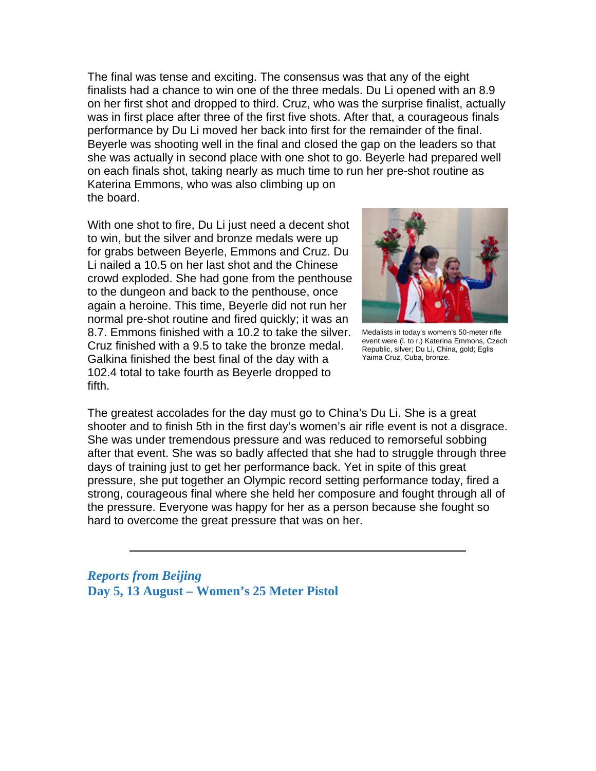The final was tense and exciting. The consensus was that any of the eight finalists had a chance to win one of the three medals. Du Li opened with an 8.9 on her first shot and dropped to third. Cruz, who was the surprise finalist, actually was in first place after three of the first five shots. After that, a courageous finals performance by Du Li moved her back into first for the remainder of the final. Beyerle was shooting well in the final and closed the gap on the leaders so that she was actually in second place with one shot to go. Beyerle had prepared well on each finals shot, taking nearly as much time to run her pre-shot routine as Katerina Emmons, who was also climbing up on the board.

With one shot to fire, Du Li just need a decent shot to win, but the silver and bronze medals were up for grabs between Beyerle, Emmons and Cruz. Du Li nailed a 10.5 on her last shot and the Chinese crowd exploded. She had gone from the penthouse to the dungeon and back to the penthouse, once again a heroine. This time, Beyerle did not run her normal pre-shot routine and fired quickly; it was an 8.7. Emmons finished with a 10.2 to take the silver. Cruz finished with a 9.5 to take the bronze medal. Galkina finished the best final of the day with a 102.4 total to take fourth as Beyerle dropped to fifth.

Medalists in today's women's 50-meter rifle event were (l. to r.) Katerina Emmons, Czech Republic, silver; Du Li, China, gold; Eglis Yaima Cruz, Cuba, bronze.

The greatest accolades for the day must go to China's Du Li. She is a great shooter and to finish 5th in the first day's women's air rifle event is not a disgrace. She was under tremendous pressure and was reduced to remorseful sobbing after that event. She was so badly affected that she had to struggle through three days of training just to get her performance back. Yet in spite of this great pressure, she put together an Olympic record setting performance today, fired a strong, courageous final where she held her composure and fought through all of the pressure. Everyone was happy for her as a person because she fought so hard to overcome the great pressure that was on her.

---

***Reports from Beijing***
**Day 5, 13 August – Women's 25 Meter Pistol**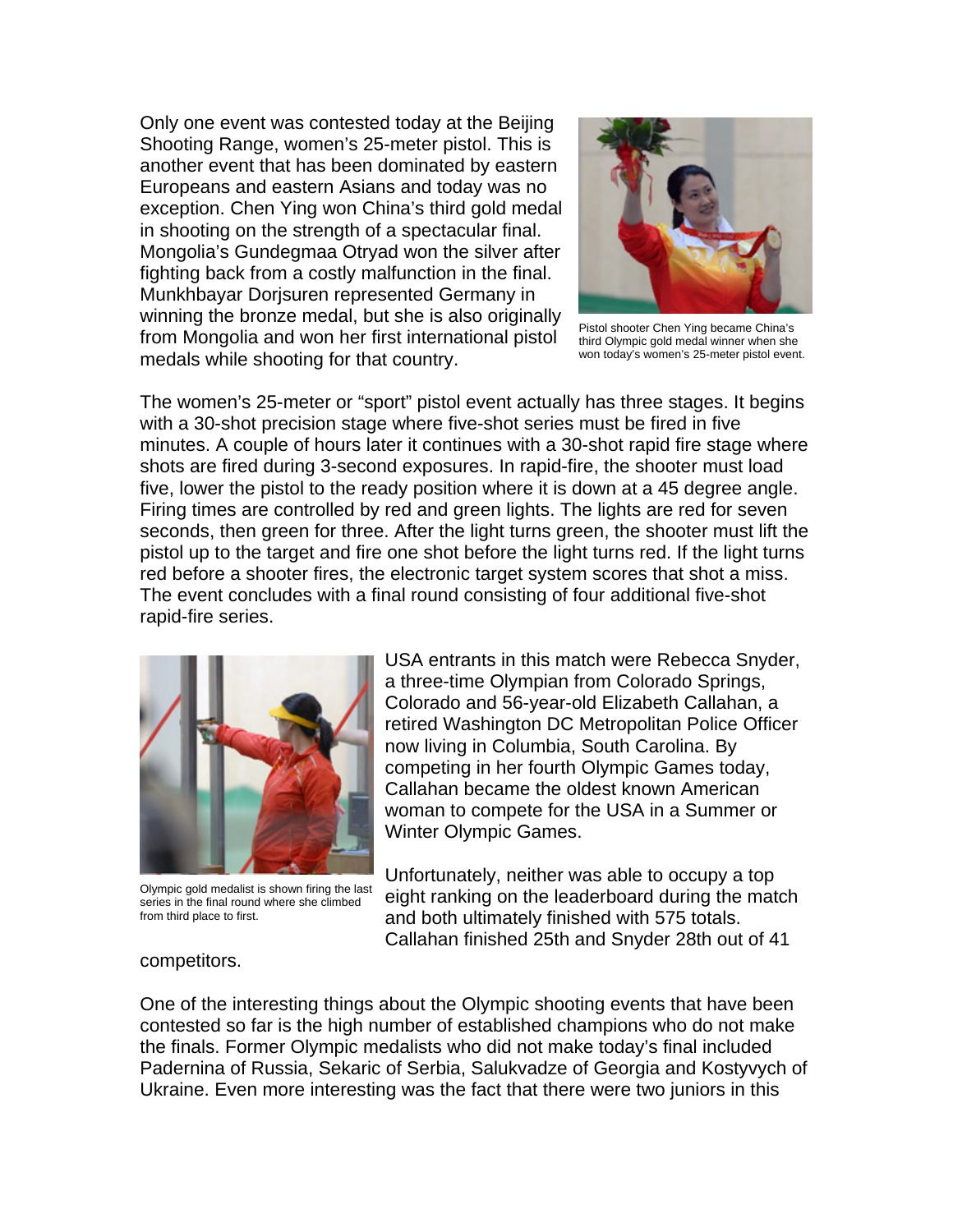Only one event was contested today at the Beijing Shooting Range, women's 25-meter pistol. This is another event that has been dominated by eastern Europeans and eastern Asians and today was no exception. Chen Ying won China's third gold medal in shooting on the strength of a spectacular final. Mongolia's Gundegmaa Otryad won the silver after fighting back from a costly malfunction in the final. Munkhbayar Dorjsuren represented Germany in winning the bronze medal, but she is also originally from Mongolia and won her first international pistol medals while shooting for that country.

Pistol shooter Chen Ying became China's third Olympic gold medal winner when she won today's women's 25-meter pistol event.

The women's 25-meter or "sport" pistol event actually has three stages. It begins with a 30-shot precision stage where five-shot series must be fired in five minutes. A couple of hours later it continues with a 30-shot rapid fire stage where shots are fired during 3-second exposures. In rapid-fire, the shooter must load five, lower the pistol to the ready position where it is down at a 45 degree angle. Firing times are controlled by red and green lights. The lights are red for seven seconds, then green for three. After the light turns green, the shooter must lift the pistol up to the target and fire one shot before the light turns red. If the light turns red before a shooter fires, the electronic target system scores that shot a miss. The event concludes with a final round consisting of four additional five-shot rapid-fire series.

Olympic gold medalist is shown firing the last series in the final round where she climbed from third place to first.

USA entrants in this match were Rebecca Snyder, a three-time Olympian from Colorado Springs, Colorado and 56-year-old Elizabeth Callahan, a retired Washington DC Metropolitan Police Officer now living in Columbia, South Carolina. By competing in her fourth Olympic Games today, Callahan became the oldest known American woman to compete for the USA in a Summer or Winter Olympic Games.

Unfortunately, neither was able to occupy a top eight ranking on the leaderboard during the match and both ultimately finished with 575 totals. Callahan finished 25th and Snyder 28th out of 41 competitors.

One of the interesting things about the Olympic shooting events that have been contested so far is the high number of established champions who do not make the finals. Former Olympic medalists who did not make today's final included Padernina of Russia, Sekaric of Serbia, Salukvadze of Georgia and Kostyvych of Ukraine. Even more interesting was the fact that there were two juniors in this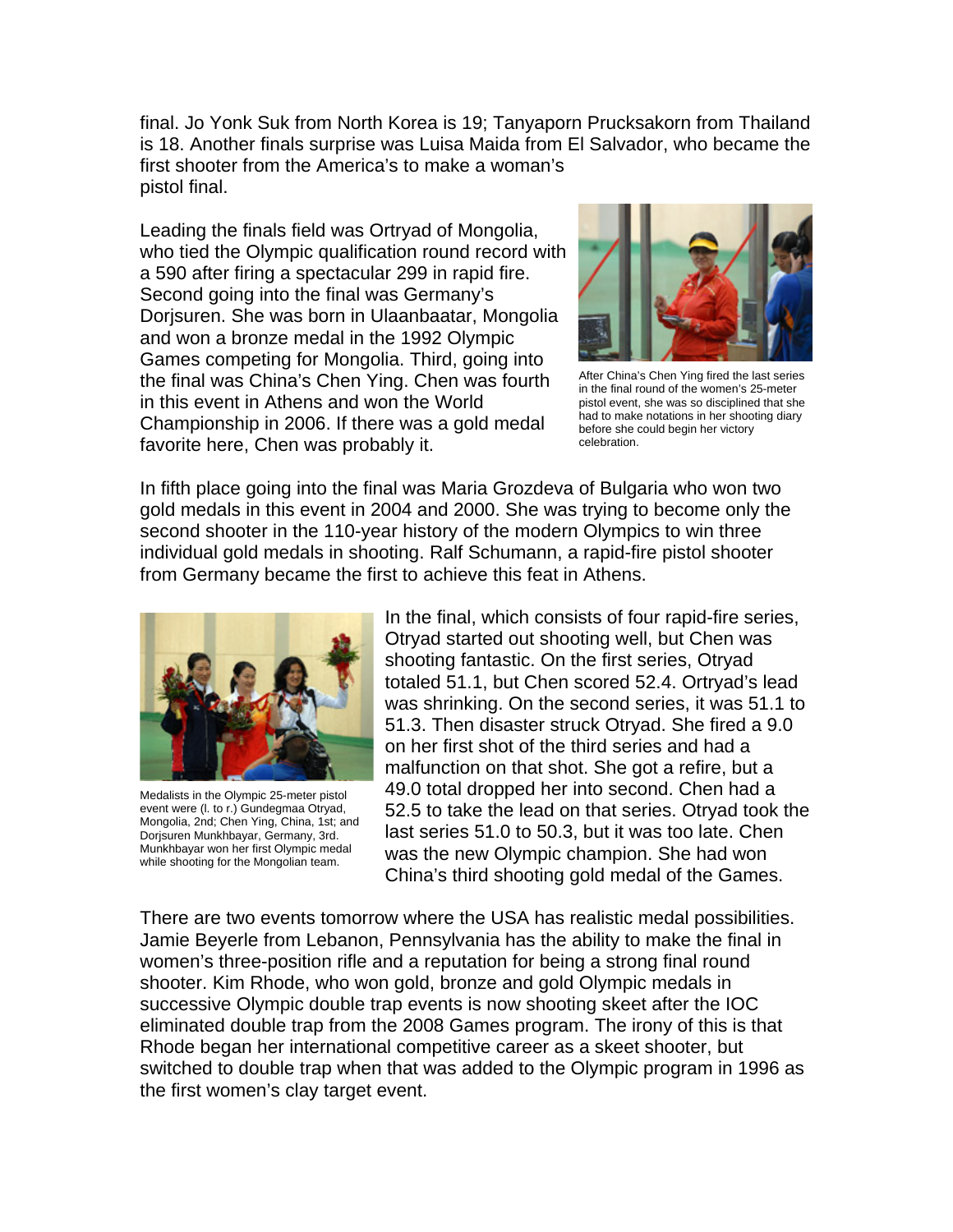final. Jo Yonk Suk from North Korea is 19; Tanyaporn Prucksakorn from Thailand is 18. Another finals surprise was Luisa Maida from El Salvador, who became the first shooter from the America's to make a woman's pistol final.

Leading the finals field was Ortryad of Mongolia, who tied the Olympic qualification round record with a 590 after firing a spectacular 299 in rapid fire. Second going into the final was Germany's Dorjsuren. She was born in Ulaanbaatar, Mongolia and won a bronze medal in the 1992 Olympic Games competing for Mongolia. Third, going into the final was China's Chen Ying. Chen was fourth in this event in Athens and won the World Championship in 2006. If there was a gold medal favorite here, Chen was probably it.

After China's Chen Ying fired the last series in the final round of the women's 25-meter pistol event, she was so disciplined that she had to make notations in her shooting diary before she could begin her victory celebration.

In fifth place going into the final was Maria Grozdeva of Bulgaria who won two gold medals in this event in 2004 and 2000. She was trying to become only the second shooter in the 110-year history of the modern Olympics to win three individual gold medals in shooting. Ralf Schumann, a rapid-fire pistol shooter from Germany became the first to achieve this feat in Athens.

Medalists in the Olympic 25-meter pistol event were (l. to r.) Gundegmaa Otryad, Mongolia, 2nd; Chen Ying, China, 1st; and Dorjsuren Munkhbayar, Germany, 3rd. Munkhbayar won her first Olympic medal while shooting for the Mongolian team.

In the final, which consists of four rapid-fire series, Otryad started out shooting well, but Chen was shooting fantastic. On the first series, Otryad totaled 51.1, but Chen scored 52.4. Ortryad's lead was shrinking. On the second series, it was 51.1 to 51.3. Then disaster struck Otryad. She fired a 9.0 on her first shot of the third series and had a malfunction on that shot. She got a refire, but a 49.0 total dropped her into second. Chen had a 52.5 to take the lead on that series. Otryad took the last series 51.0 to 50.3, but it was too late. Chen was the new Olympic champion. She had won China's third shooting gold medal of the Games.

There are two events tomorrow where the USA has realistic medal possibilities. Jamie Beyerle from Lebanon, Pennsylvania has the ability to make the final in women's three-position rifle and a reputation for being a strong final round shooter. Kim Rhode, who won gold, bronze and gold Olympic medals in successive Olympic double trap events is now shooting skeet after the IOC eliminated double trap from the 2008 Games program. The irony of this is that Rhode began her international competitive career as a skeet shooter, but switched to double trap when that was added to the Olympic program in 1996 as the first women's clay target event.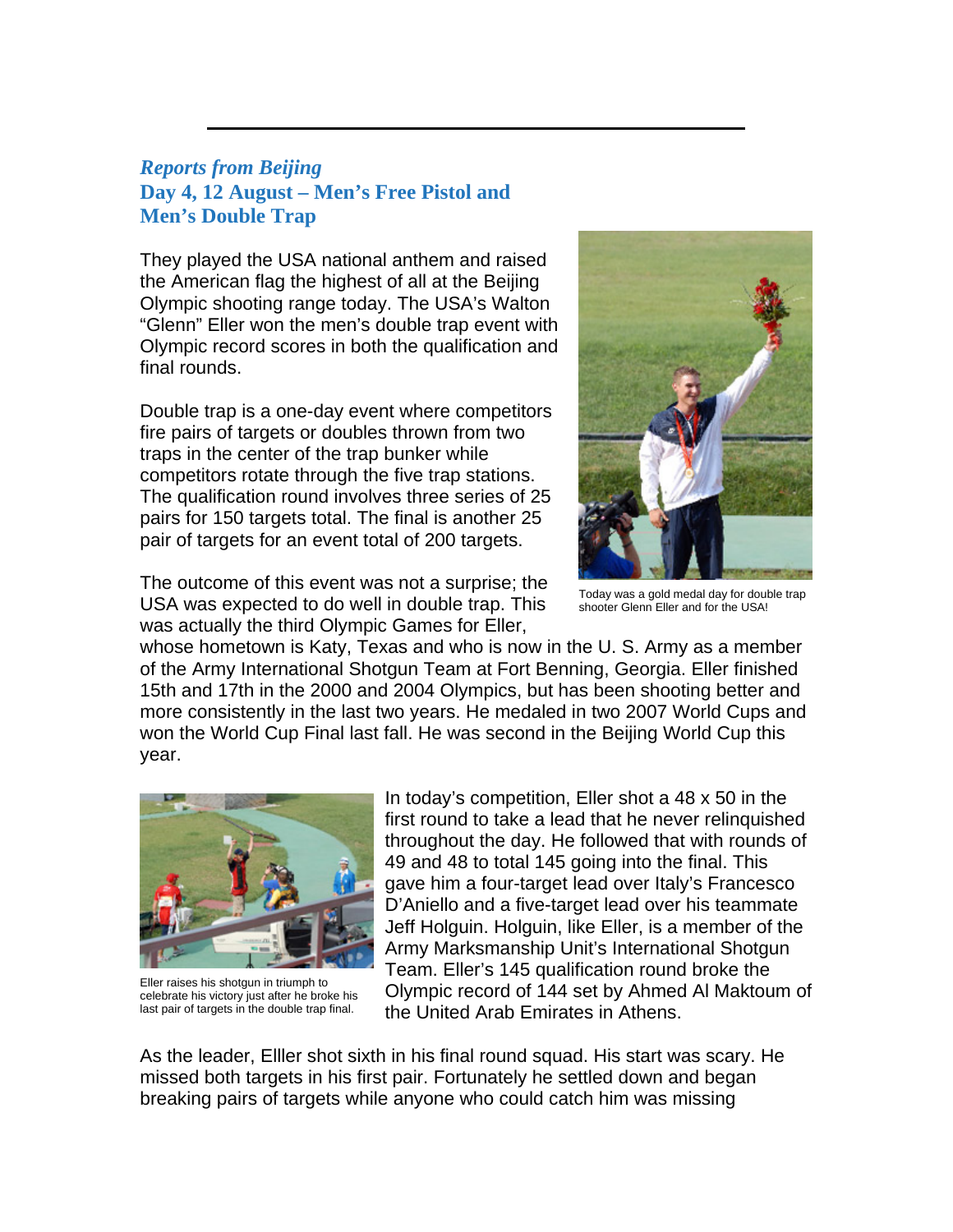## *Reports from Beijing*
## Day 4, 12 August – Men's Free Pistol and Men's Double Trap

They played the USA national anthem and raised the American flag the highest of all at the Beijing Olympic shooting range today. The USA's Walton "Glenn" Eller won the men's double trap event with Olympic record scores in both the qualification and final rounds.

Double trap is a one-day event where competitors fire pairs of targets or doubles thrown from two traps in the center of the trap bunker while competitors rotate through the five trap stations. The qualification round involves three series of 25 pairs for 150 targets total. The final is another 25 pair of targets for an event total of 200 targets.

Today was a gold medal day for double trap shooter Glenn Eller and for the USA!

The outcome of this event was not a surprise; the USA was expected to do well in double trap. This was actually the third Olympic Games for Eller, whose hometown is Katy, Texas and who is now in the U. S. Army as a member of the Army International Shotgun Team at Fort Benning, Georgia. Eller finished 15th and 17th in the 2000 and 2004 Olympics, but has been shooting better and more consistently in the last two years. He medaled in two 2007 World Cups and won the World Cup Final last fall. He was second in the Beijing World Cup this year.

Eller raises his shotgun in triumph to celebrate his victory just after he broke his last pair of targets in the double trap final.

In today's competition, Eller shot a 48 x 50 in the first round to take a lead that he never relinquished throughout the day. He followed that with rounds of 49 and 48 to total 145 going into the final. This gave him a four-target lead over Italy's Francesco D'Aniello and a five-target lead over his teammate Jeff Holguin. Holguin, like Eller, is a member of the Army Marksmanship Unit's International Shotgun Team. Eller's 145 qualification round broke the Olympic record of 144 set by Ahmed Al Maktoum of the United Arab Emirates in Athens.

As the leader, Elller shot sixth in his final round squad. His start was scary. He missed both targets in his first pair. Fortunately he settled down and began breaking pairs of targets while anyone who could catch him was missing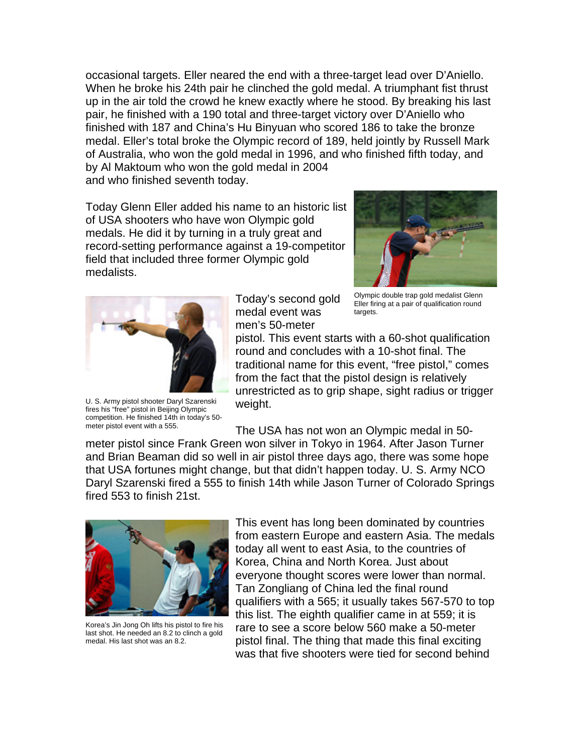occasional targets. Eller neared the end with a three-target lead over D'Aniello. When he broke his 24th pair he clinched the gold medal. A triumphant fist thrust up in the air told the crowd he knew exactly where he stood. By breaking his last pair, he finished with a 190 total and three-target victory over D'Aniello who finished with 187 and China's Hu Binyuan who scored 186 to take the bronze medal. Eller's total broke the Olympic record of 189, held jointly by Russell Mark of Australia, who won the gold medal in 1996, and who finished fifth today, and by Al Maktoum who won the gold medal in 2004 and who finished seventh today.

Today Glenn Eller added his name to an historic list of USA shooters who have won Olympic gold medals. He did it by turning in a truly great and record-setting performance against a 19-competitor field that included three former Olympic gold medalists.

Olympic double trap gold medalist Glenn Eller firing at a pair of qualification round targets.

Today's second gold medal event was men's 50-meter pistol. This event starts with a 60-shot qualification round and concludes with a 10-shot final. The traditional name for this event, "free pistol," comes from the fact that the pistol design is relatively unrestricted as to grip shape, sight radius or trigger weight.

U. S. Army pistol shooter Daryl Szarenski fires his "free" pistol in Beijing Olympic competition. He finished 14th in today's 50-meter pistol event with a 555.

The USA has not won an Olympic medal in 50-meter pistol since Frank Green won silver in Tokyo in 1964. After Jason Turner and Brian Beaman did so well in air pistol three days ago, there was some hope that USA fortunes might change, but that didn't happen today. U. S. Army NCO Daryl Szarenski fired a 555 to finish 14th while Jason Turner of Colorado Springs fired 553 to finish 21st.

Korea's Jin Jong Oh lifts his pistol to fire his last shot. He needed an 8.2 to clinch a gold medal. His last shot was an 8.2.

This event has long been dominated by countries from eastern Europe and eastern Asia. The medals today all went to east Asia, to the countries of Korea, China and North Korea. Just about everyone thought scores were lower than normal. Tan Zongliang of China led the final round qualifiers with a 565; it usually takes 567-570 to top this list. The eighth qualifier came in at 559; it is rare to see a score below 560 make a 50-meter pistol final. The thing that made this final exciting was that five shooters were tied for second behind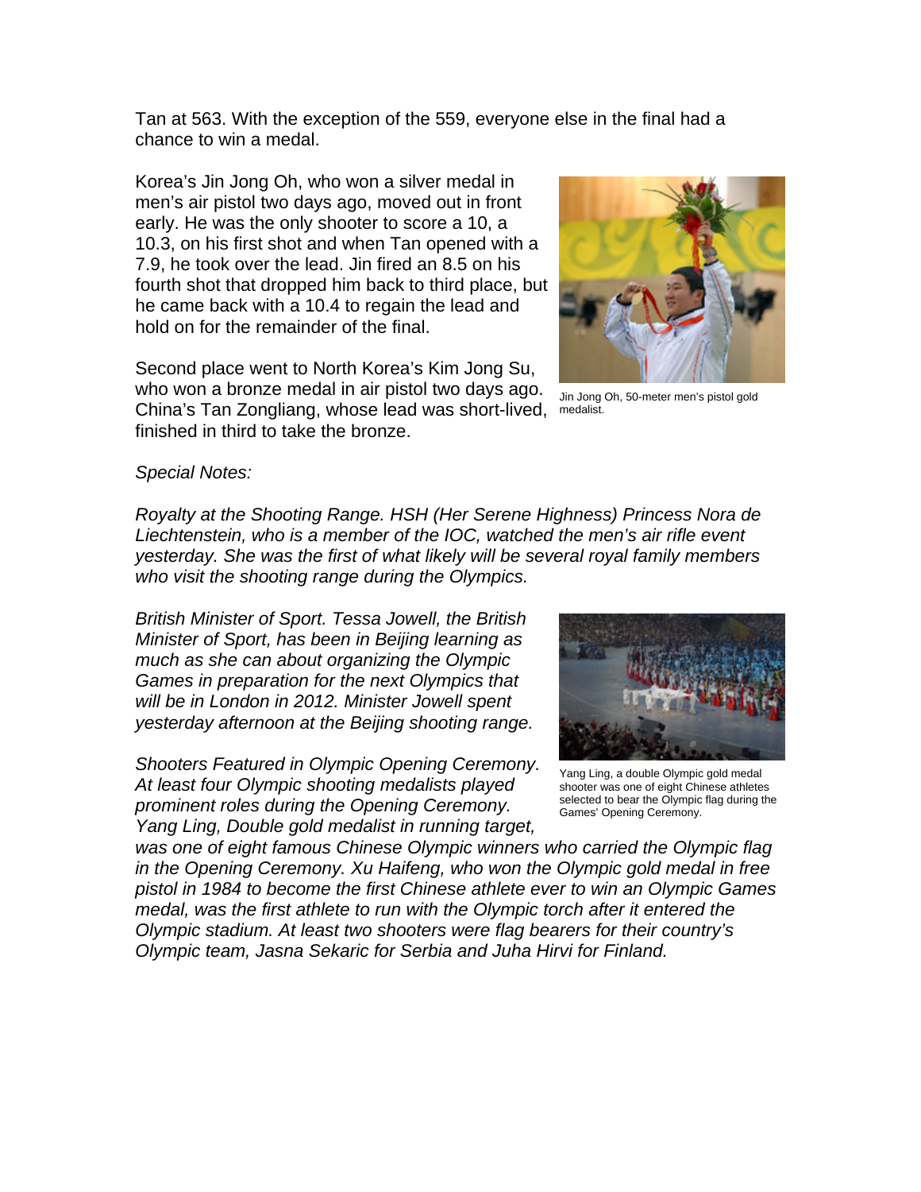Tan at 563. With the exception of the 559, everyone else in the final had a chance to win a medal.

Korea's Jin Jong Oh, who won a silver medal in men's air pistol two days ago, moved out in front early. He was the only shooter to score a 10, a 10.3, on his first shot and when Tan opened with a 7.9, he took over the lead. Jin fired an 8.5 on his fourth shot that dropped him back to third place, but he came back with a 10.4 to regain the lead and hold on for the remainder of the final.

Second place went to North Korea's Kim Jong Su, who won a bronze medal in air pistol two days ago. China's Tan Zongliang, whose lead was short-lived, finished in third to take the bronze.

Jin Jong Oh, 50-meter men's pistol gold medalist.

*Special Notes:*

*Royalty at the Shooting Range. HSH (Her Serene Highness) Princess Nora de Liechtenstein, who is a member of the IOC, watched the men's air rifle event yesterday. She was the first of what likely will be several royal family members who visit the shooting range during the Olympics.*

*British Minister of Sport. Tessa Jowell, the British Minister of Sport, has been in Beijing learning as much as she can about organizing the Olympic Games in preparation for the next Olympics that will be in London in 2012. Minister Jowell spent yesterday afternoon at the Beijing shooting range.*

*Shooters Featured in Olympic Opening Ceremony. At least four Olympic shooting medalists played prominent roles during the Opening Ceremony. Yang Ling, Double gold medalist in running target, was one of eight famous Chinese Olympic winners who carried the Olympic flag in the Opening Ceremony. Xu Haifeng, who won the Olympic gold medal in free pistol in 1984 to become the first Chinese athlete ever to win an Olympic Games medal, was the first athlete to run with the Olympic torch after it entered the Olympic stadium. At least two shooters were flag bearers for their country's Olympic team, Jasna Sekaric for Serbia and Juha Hirvi for Finland.*

Yang Ling, a double Olympic gold medal shooter was one of eight Chinese athletes selected to bear the Olympic flag during the Games' Opening Ceremony.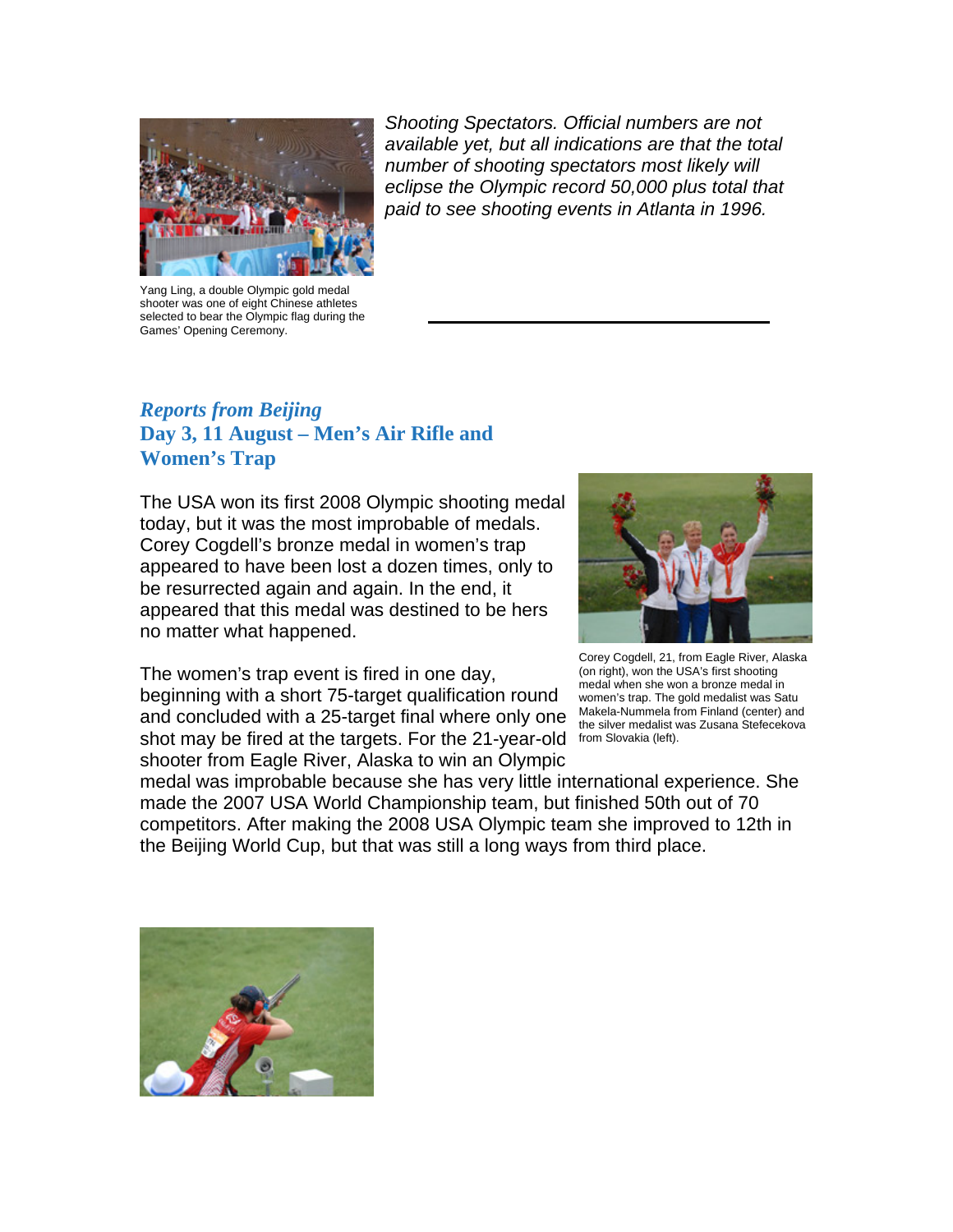*Shooting Spectators. Official numbers are not available yet, but all indications are that the total number of shooting spectators most likely will eclipse the Olympic record 50,000 plus total that paid to see shooting events in Atlanta in 1996.*

Yang Ling, a double Olympic gold medal shooter was one of eight Chinese athletes selected to bear the Olympic flag during the Games' Opening Ceremony.

---

## *Reports from Beijing*
## Day 3, 11 August – Men's Air Rifle and Women's Trap

The USA won its first 2008 Olympic shooting medal today, but it was the most improbable of medals. Corey Cogdell's bronze medal in women's trap appeared to have been lost a dozen times, only to be resurrected again and again. In the end, it appeared that this medal was destined to be hers no matter what happened.

Corey Cogdell, 21, from Eagle River, Alaska (on right), won the USA's first shooting medal when she won a bronze medal in women's trap. The gold medalist was Satu Makela-Nummela from Finland (center) and the silver medalist was Zusana Stefecekova from Slovakia (left).

The women's trap event is fired in one day, beginning with a short 75-target qualification round and concluded with a 25-target final where only one shot may be fired at the targets. For the 21-year-old shooter from Eagle River, Alaska to win an Olympic medal was improbable because she has very little international experience. She made the 2007 USA World Championship team, but finished 50th out of 70 competitors. After making the 2008 USA Olympic team she improved to 12th in the Beijing World Cup, but that was still a long ways from third place.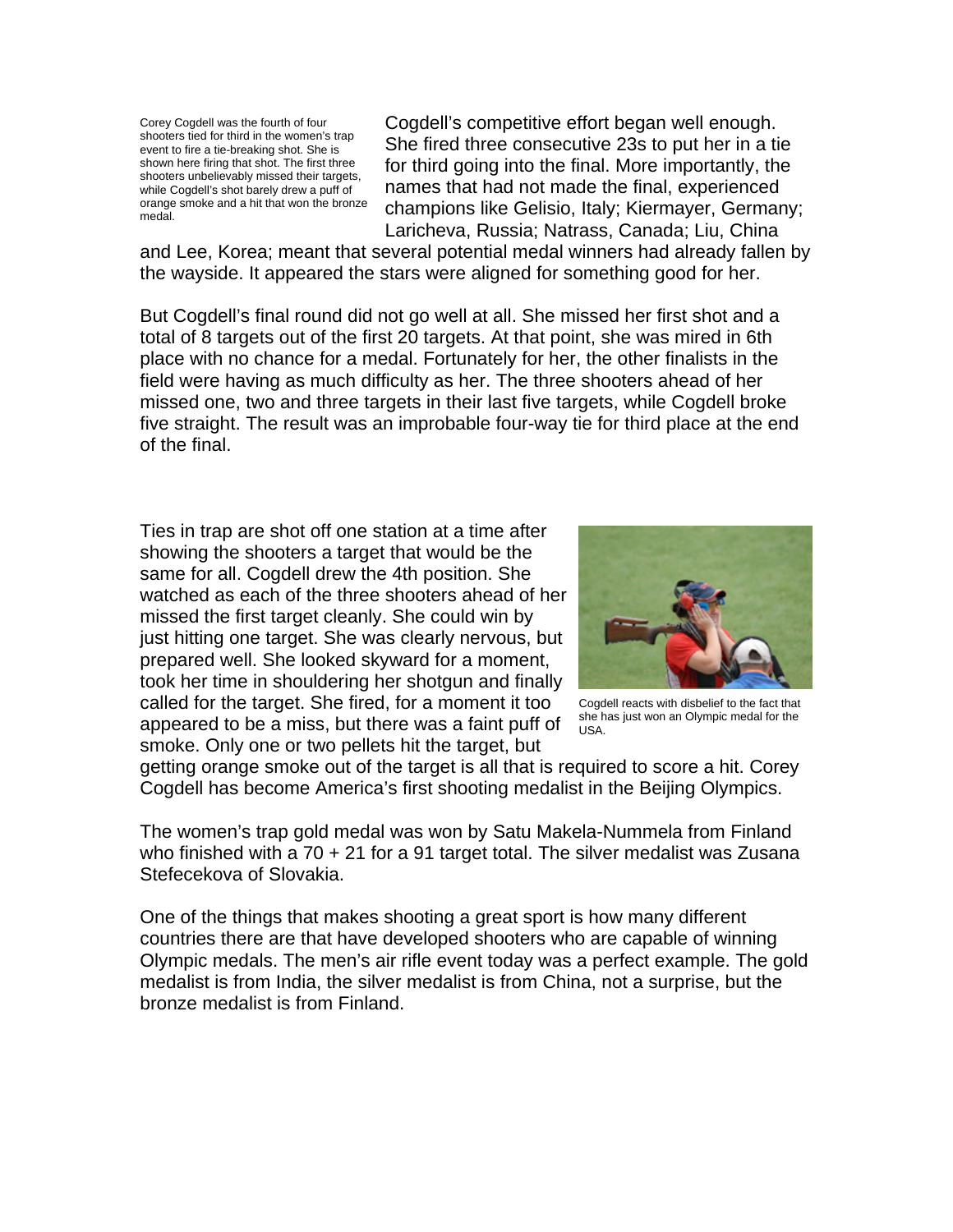Corey Cogdell was the fourth of four shooters tied for third in the women's trap event to fire a tie-breaking shot. She is shown here firing that shot. The first three shooters unbelievably missed their targets, while Cogdell's shot barely drew a puff of orange smoke and a hit that won the bronze medal.

Cogdell's competitive effort began well enough. She fired three consecutive 23s to put her in a tie for third going into the final. More importantly, the names that had not made the final, experienced champions like Gelisio, Italy; Kiermayer, Germany; Laricheva, Russia; Natrass, Canada; Liu, China and Lee, Korea; meant that several potential medal winners had already fallen by the wayside. It appeared the stars were aligned for something good for her.

But Cogdell's final round did not go well at all. She missed her first shot and a total of 8 targets out of the first 20 targets. At that point, she was mired in 6th place with no chance for a medal. Fortunately for her, the other finalists in the field were having as much difficulty as her. The three shooters ahead of her missed one, two and three targets in their last five targets, while Cogdell broke five straight. The result was an improbable four-way tie for third place at the end of the final.

Ties in trap are shot off one station at a time after showing the shooters a target that would be the same for all. Cogdell drew the 4th position. She watched as each of the three shooters ahead of her missed the first target cleanly. She could win by just hitting one target. She was clearly nervous, but prepared well. She looked skyward for a moment, took her time in shouldering her shotgun and finally called for the target. She fired, for a moment it too appeared to be a miss, but there was a faint puff of smoke. Only one or two pellets hit the target, but getting orange smoke out of the target is all that is required to score a hit. Corey Cogdell has become America's first shooting medalist in the Beijing Olympics.

Cogdell reacts with disbelief to the fact that she has just won an Olympic medal for the USA.

The women's trap gold medal was won by Satu Makela-Nummela from Finland who finished with a 70 + 21 for a 91 target total. The silver medalist was Zusana Stefecekova of Slovakia.

One of the things that makes shooting a great sport is how many different countries there are that have developed shooters who are capable of winning Olympic medals. The men's air rifle event today was a perfect example. The gold medalist is from India, the silver medalist is from China, not a surprise, but the bronze medalist is from Finland.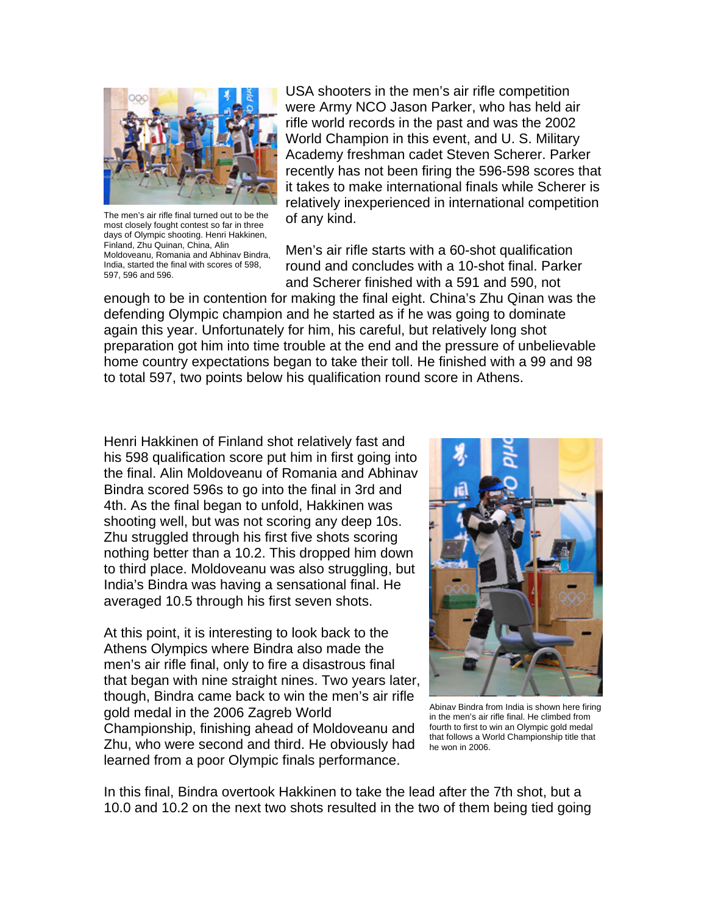The men's air rifle final turned out to be the most closely fought contest so far in three days of Olympic shooting. Henri Hakkinen, Finland, Zhu Quinan, China, Alin Moldoveanu, Romania and Abhinav Bindra, India, started the final with scores of 598, 597, 596 and 596.

USA shooters in the men's air rifle competition were Army NCO Jason Parker, who has held air rifle world records in the past and was the 2002 World Champion in this event, and U. S. Military Academy freshman cadet Steven Scherer. Parker recently has not been firing the 596-598 scores that it takes to make international finals while Scherer is relatively inexperienced in international competition of any kind.

Men's air rifle starts with a 60-shot qualification round and concludes with a 10-shot final. Parker and Scherer finished with a 591 and 590, not enough to be in contention for making the final eight. China's Zhu Qinan was the defending Olympic champion and he started as if he was going to dominate again this year. Unfortunately for him, his careful, but relatively long shot preparation got him into time trouble at the end and the pressure of unbelievable home country expectations began to take their toll. He finished with a 99 and 98 to total 597, two points below his qualification round score in Athens.

Henri Hakkinen of Finland shot relatively fast and his 598 qualification score put him in first going into the final. Alin Moldoveanu of Romania and Abhinav Bindra scored 596s to go into the final in 3rd and 4th. As the final began to unfold, Hakkinen was shooting well, but was not scoring any deep 10s. Zhu struggled through his first five shots scoring nothing better than a 10.2. This dropped him down to third place. Moldoveanu was also struggling, but India's Bindra was having a sensational final. He averaged 10.5 through his first seven shots.

At this point, it is interesting to look back to the Athens Olympics where Bindra also made the men's air rifle final, only to fire a disastrous final that began with nine straight nines. Two years later, though, Bindra came back to win the men's air rifle gold medal in the 2006 Zagreb World Championship, finishing ahead of Moldoveanu and Zhu, who were second and third. He obviously had learned from a poor Olympic finals performance.

Abinav Bindra from India is shown here firing in the men's air rifle final. He climbed from fourth to first to win an Olympic gold medal that follows a World Championship title that he won in 2006.

In this final, Bindra overtook Hakkinen to take the lead after the 7th shot, but a 10.0 and 10.2 on the next two shots resulted in the two of them being tied going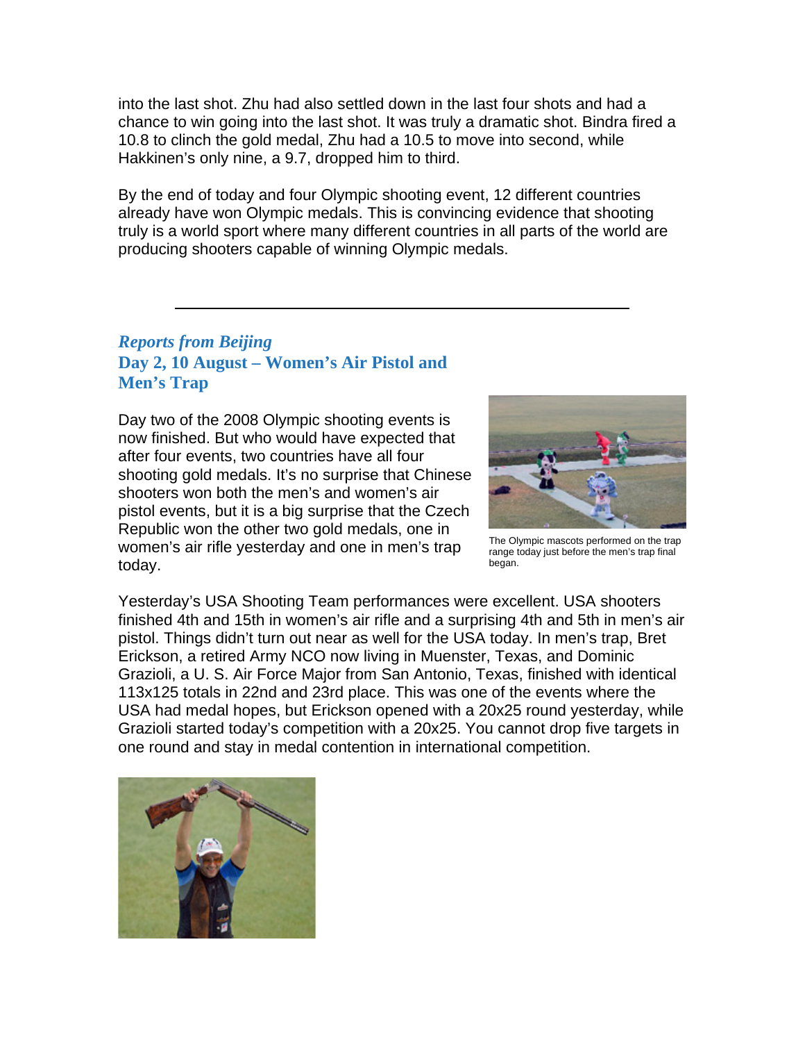into the last shot. Zhu had also settled down in the last four shots and had a chance to win going into the last shot. It was truly a dramatic shot. Bindra fired a 10.8 to clinch the gold medal, Zhu had a 10.5 to move into second, while Hakkinen's only nine, a 9.7, dropped him to third.

By the end of today and four Olympic shooting event, 12 different countries already have won Olympic medals. This is convincing evidence that shooting truly is a world sport where many different countries in all parts of the world are producing shooters capable of winning Olympic medals.

---

## *Reports from Beijing*
## Day 2, 10 August – Women's Air Pistol and Men's Trap

Day two of the 2008 Olympic shooting events is now finished. But who would have expected that after four events, two countries have all four shooting gold medals. It's no surprise that Chinese shooters won both the men's and women's air pistol events, but it is a big surprise that the Czech Republic won the other two gold medals, one in women's air rifle yesterday and one in men's trap today.

The Olympic mascots performed on the trap range today just before the men's trap final began.

Yesterday's USA Shooting Team performances were excellent. USA shooters finished 4th and 15th in women's air rifle and a surprising 4th and 5th in men's air pistol. Things didn't turn out near as well for the USA today. In men's trap, Bret Erickson, a retired Army NCO now living in Muenster, Texas, and Dominic Grazioli, a U. S. Air Force Major from San Antonio, Texas, finished with identical 113x125 totals in 22nd and 23rd place. This was one of the events where the USA had medal hopes, but Erickson opened with a 20x25 round yesterday, while Grazioli started today's competition with a 20x25. You cannot drop five targets in one round and stay in medal contention in international competition.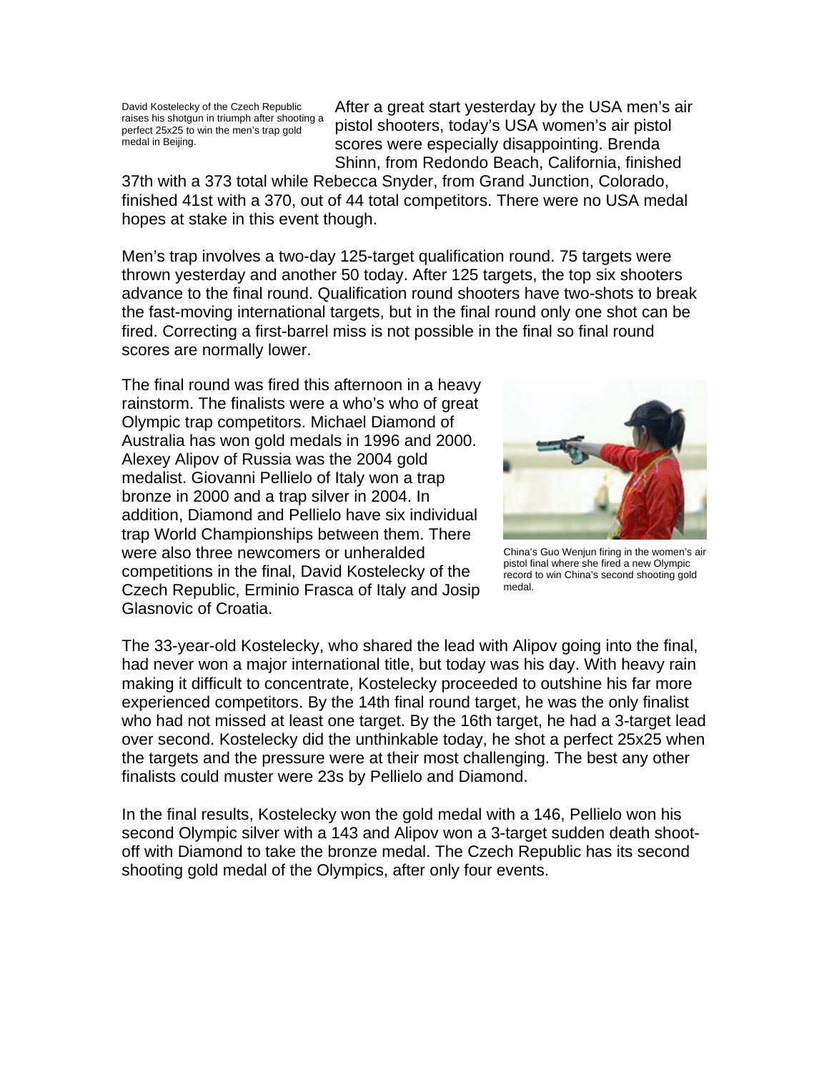David Kostelecky of the Czech Republic raises his shotgun in triumph after shooting a perfect 25x25 to win the men's trap gold medal in Beijing.

After a great start yesterday by the USA men's air pistol shooters, today's USA women's air pistol scores were especially disappointing. Brenda Shinn, from Redondo Beach, California, finished 37th with a 373 total while Rebecca Snyder, from Grand Junction, Colorado, finished 41st with a 370, out of 44 total competitors. There were no USA medal hopes at stake in this event though.

Men's trap involves a two-day 125-target qualification round. 75 targets were thrown yesterday and another 50 today. After 125 targets, the top six shooters advance to the final round. Qualification round shooters have two-shots to break the fast-moving international targets, but in the final round only one shot can be fired. Correcting a first-barrel miss is not possible in the final so final round scores are normally lower.

The final round was fired this afternoon in a heavy rainstorm. The finalists were a who's who of great Olympic trap competitors. Michael Diamond of Australia has won gold medals in 1996 and 2000. Alexey Alipov of Russia was the 2004 gold medalist. Giovanni Pellielo of Italy won a trap bronze in 2000 and a trap silver in 2004. In addition, Diamond and Pellielo have six individual trap World Championships between them. There were also three newcomers or unheralded competitions in the final, David Kostelecky of the Czech Republic, Erminio Frasca of Italy and Josip Glasnovic of Croatia.

China's Guo Wenjun firing in the women's air pistol final where she fired a new Olympic record to win China's second shooting gold medal.

The 33-year-old Kostelecky, who shared the lead with Alipov going into the final, had never won a major international title, but today was his day. With heavy rain making it difficult to concentrate, Kostelecky proceeded to outshine his far more experienced competitors. By the 14th final round target, he was the only finalist who had not missed at least one target. By the 16th target, he had a 3-target lead over second. Kostelecky did the unthinkable today, he shot a perfect 25x25 when the targets and the pressure were at their most challenging. The best any other finalists could muster were 23s by Pellielo and Diamond.

In the final results, Kostelecky won the gold medal with a 146, Pellielo won his second Olympic silver with a 143 and Alipov won a 3-target sudden death shoot-off with Diamond to take the bronze medal. The Czech Republic has its second shooting gold medal of the Olympics, after only four events.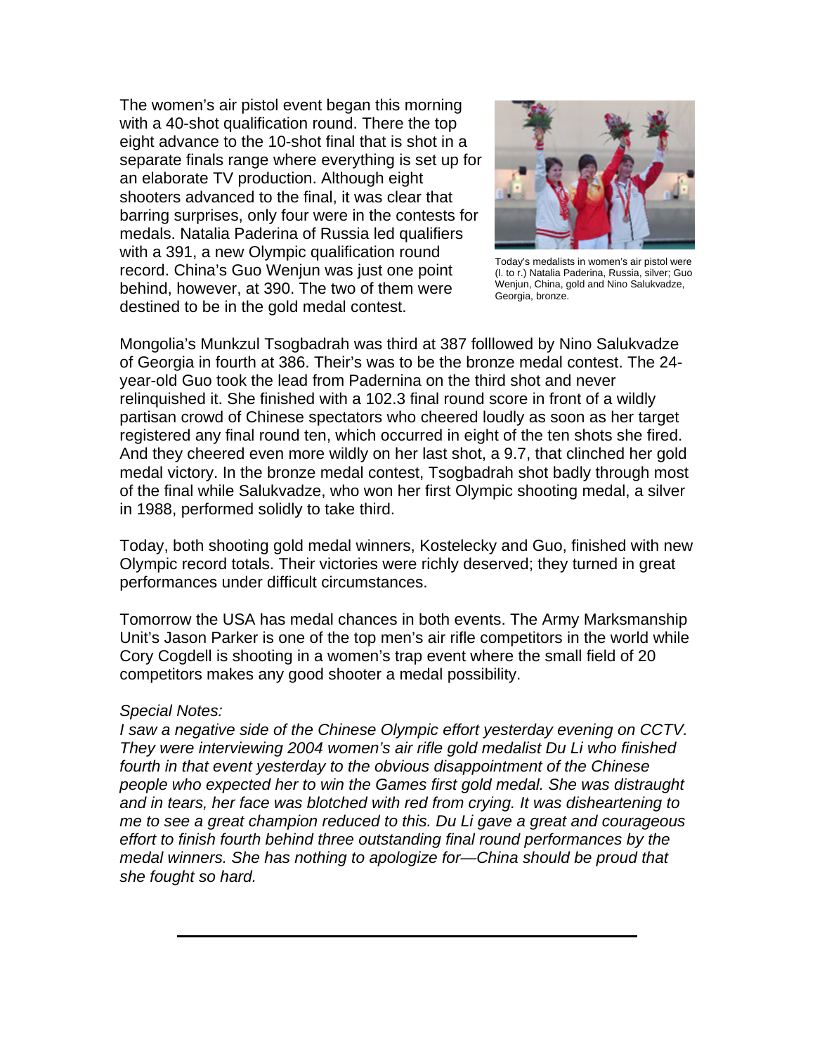The women's air pistol event began this morning with a 40-shot qualification round. There the top eight advance to the 10-shot final that is shot in a separate finals range where everything is set up for an elaborate TV production. Although eight shooters advanced to the final, it was clear that barring surprises, only four were in the contests for medals. Natalia Paderina of Russia led qualifiers with a 391, a new Olympic qualification round record. China's Guo Wenjun was just one point behind, however, at 390. The two of them were destined to be in the gold medal contest.

Today's medalists in women's air pistol were (l. to r.) Natalia Paderina, Russia, silver; Guo Wenjun, China, gold and Nino Salukvadze, Georgia, bronze.

Mongolia's Munkzul Tsogbadrah was third at 387 folllowed by Nino Salukvadze of Georgia in fourth at 386. Their's was to be the bronze medal contest. The 24-year-old Guo took the lead from Padernina on the third shot and never relinquished it. She finished with a 102.3 final round score in front of a wildly partisan crowd of Chinese spectators who cheered loudly as soon as her target registered any final round ten, which occurred in eight of the ten shots she fired. And they cheered even more wildly on her last shot, a 9.7, that clinched her gold medal victory. In the bronze medal contest, Tsogbadrah shot badly through most of the final while Salukvadze, who won her first Olympic shooting medal, a silver in 1988, performed solidly to take third.

Today, both shooting gold medal winners, Kostelecky and Guo, finished with new Olympic record totals. Their victories were richly deserved; they turned in great performances under difficult circumstances.

Tomorrow the USA has medal chances in both events. The Army Marksmanship Unit's Jason Parker is one of the top men's air rifle competitors in the world while Cory Cogdell is shooting in a women's trap event where the small field of 20 competitors makes any good shooter a medal possibility.

*Special Notes:*

*I saw a negative side of the Chinese Olympic effort yesterday evening on CCTV. They were interviewing 2004 women's air rifle gold medalist Du Li who finished fourth in that event yesterday to the obvious disappointment of the Chinese people who expected her to win the Games first gold medal. She was distraught and in tears, her face was blotched with red from crying. It was disheartening to me to see a great champion reduced to this. Du Li gave a great and courageous effort to finish fourth behind three outstanding final round performances by the medal winners. She has nothing to apologize for—China should be proud that she fought so hard.*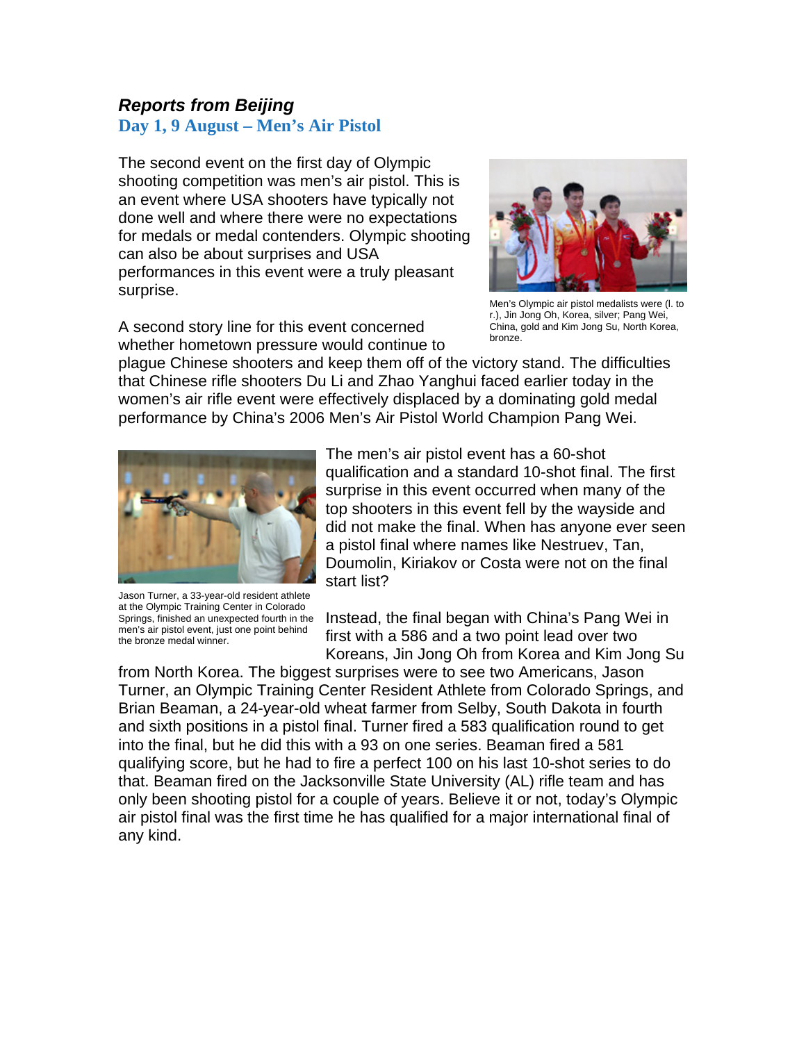***Reports from Beijing***

## Day 1, 9 August – Men's Air Pistol

The second event on the first day of Olympic shooting competition was men's air pistol. This is an event where USA shooters have typically not done well and where there were no expectations for medals or medal contenders. Olympic shooting can also be about surprises and USA performances in this event were a truly pleasant surprise.

Men's Olympic air pistol medalists were (l. to r.), Jin Jong Oh, Korea, silver; Pang Wei, China, gold and Kim Jong Su, North Korea, bronze.

A second story line for this event concerned whether hometown pressure would continue to plague Chinese shooters and keep them off of the victory stand. The difficulties that Chinese rifle shooters Du Li and Zhao Yanghui faced earlier today in the women's air rifle event were effectively displaced by a dominating gold medal performance by China's 2006 Men's Air Pistol World Champion Pang Wei.

Jason Turner, a 33-year-old resident athlete at the Olympic Training Center in Colorado Springs, finished an unexpected fourth in the men's air pistol event, just one point behind the bronze medal winner.

The men's air pistol event has a 60-shot qualification and a standard 10-shot final. The first surprise in this event occurred when many of the top shooters in this event fell by the wayside and did not make the final. When has anyone ever seen a pistol final where names like Nestruev, Tan, Doumolin, Kiriakov or Costa were not on the final start list?

Instead, the final began with China's Pang Wei in first with a 586 and a two point lead over two Koreans, Jin Jong Oh from Korea and Kim Jong Su from North Korea. The biggest surprises were to see two Americans, Jason Turner, an Olympic Training Center Resident Athlete from Colorado Springs, and Brian Beaman, a 24-year-old wheat farmer from Selby, South Dakota in fourth and sixth positions in a pistol final. Turner fired a 583 qualification round to get into the final, but he did this with a 93 on one series. Beaman fired a 581 qualifying score, but he had to fire a perfect 100 on his last 10-shot series to do that. Beaman fired on the Jacksonville State University (AL) rifle team and has only been shooting pistol for a couple of years. Believe it or not, today's Olympic air pistol final was the first time he has qualified for a major international final of any kind.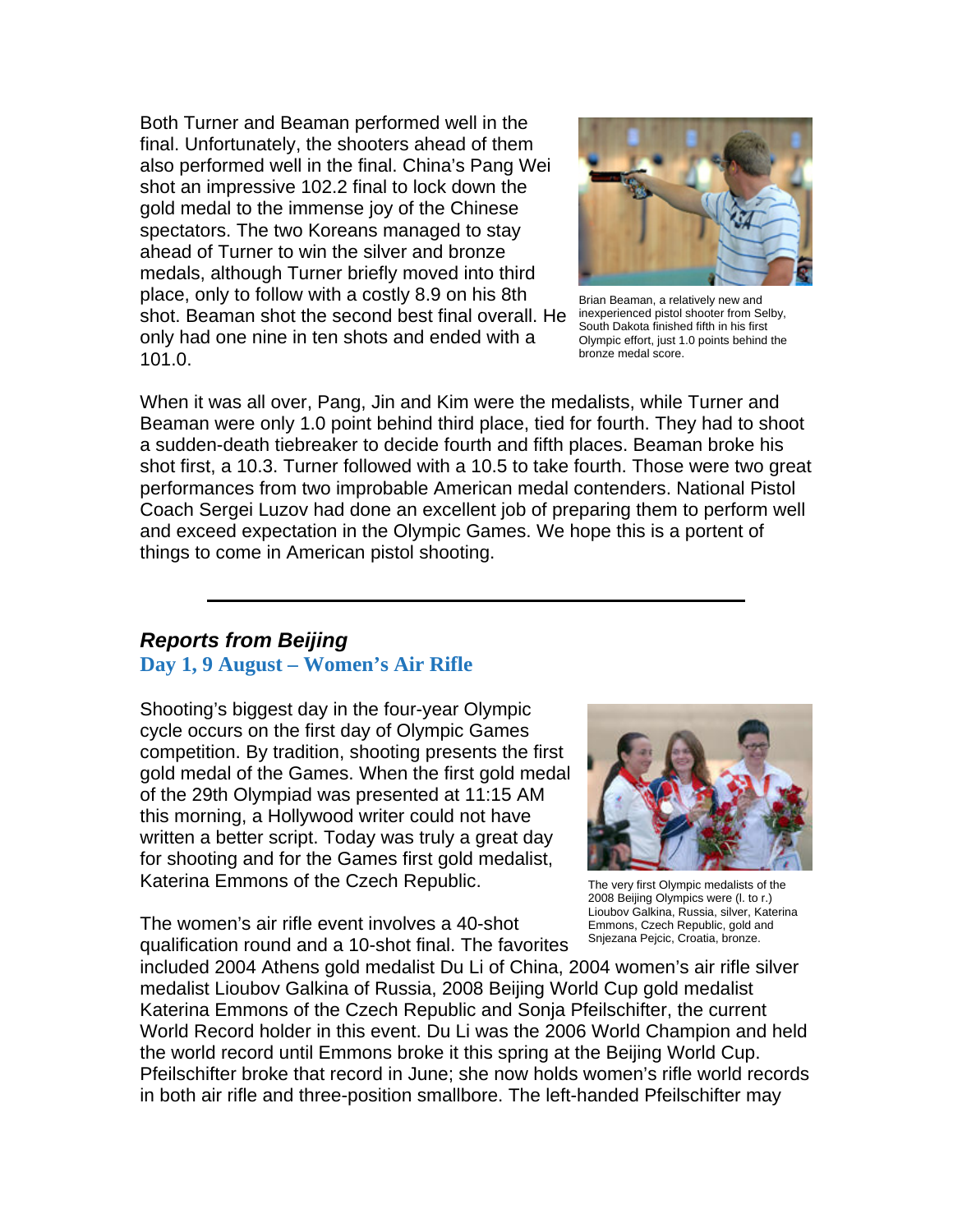Both Turner and Beaman performed well in the final. Unfortunately, the shooters ahead of them also performed well in the final. China's Pang Wei shot an impressive 102.2 final to lock down the gold medal to the immense joy of the Chinese spectators. The two Koreans managed to stay ahead of Turner to win the silver and bronze medals, although Turner briefly moved into third place, only to follow with a costly 8.9 on his 8th shot. Beaman shot the second best final overall. He only had one nine in ten shots and ended with a 101.0.

Brian Beaman, a relatively new and inexperienced pistol shooter from Selby, South Dakota finished fifth in his first Olympic effort, just 1.0 points behind the bronze medal score.

When it was all over, Pang, Jin and Kim were the medalists, while Turner and Beaman were only 1.0 point behind third place, tied for fourth. They had to shoot a sudden-death tiebreaker to decide fourth and fifth places. Beaman broke his shot first, a 10.3. Turner followed with a 10.5 to take fourth. Those were two great performances from two improbable American medal contenders. National Pistol Coach Sergei Luzov had done an excellent job of preparing them to perform well and exceed expectation in the Olympic Games. We hope this is a portent of things to come in American pistol shooting.

---

### *Reports from Beijing*

### Day 1, 9 August – Women's Air Rifle

Shooting's biggest day in the four-year Olympic cycle occurs on the first day of Olympic Games competition. By tradition, shooting presents the first gold medal of the Games. When the first gold medal of the 29th Olympiad was presented at 11:15 AM this morning, a Hollywood writer could not have written a better script. Today was truly a great day for shooting and for the Games first gold medalist, Katerina Emmons of the Czech Republic.

The very first Olympic medalists of the 2008 Beijing Olympics were (l. to r.) Lioubov Galkina, Russia, silver, Katerina Emmons, Czech Republic, gold and Snjezana Pejcic, Croatia, bronze.

The women's air rifle event involves a 40-shot qualification round and a 10-shot final. The favorites included 2004 Athens gold medalist Du Li of China, 2004 women's air rifle silver medalist Lioubov Galkina of Russia, 2008 Beijing World Cup gold medalist Katerina Emmons of the Czech Republic and Sonja Pfeilschifter, the current World Record holder in this event. Du Li was the 2006 World Champion and held the world record until Emmons broke it this spring at the Beijing World Cup. Pfeilschifter broke that record in June; she now holds women's rifle world records in both air rifle and three-position smallbore. The left-handed Pfeilschifter may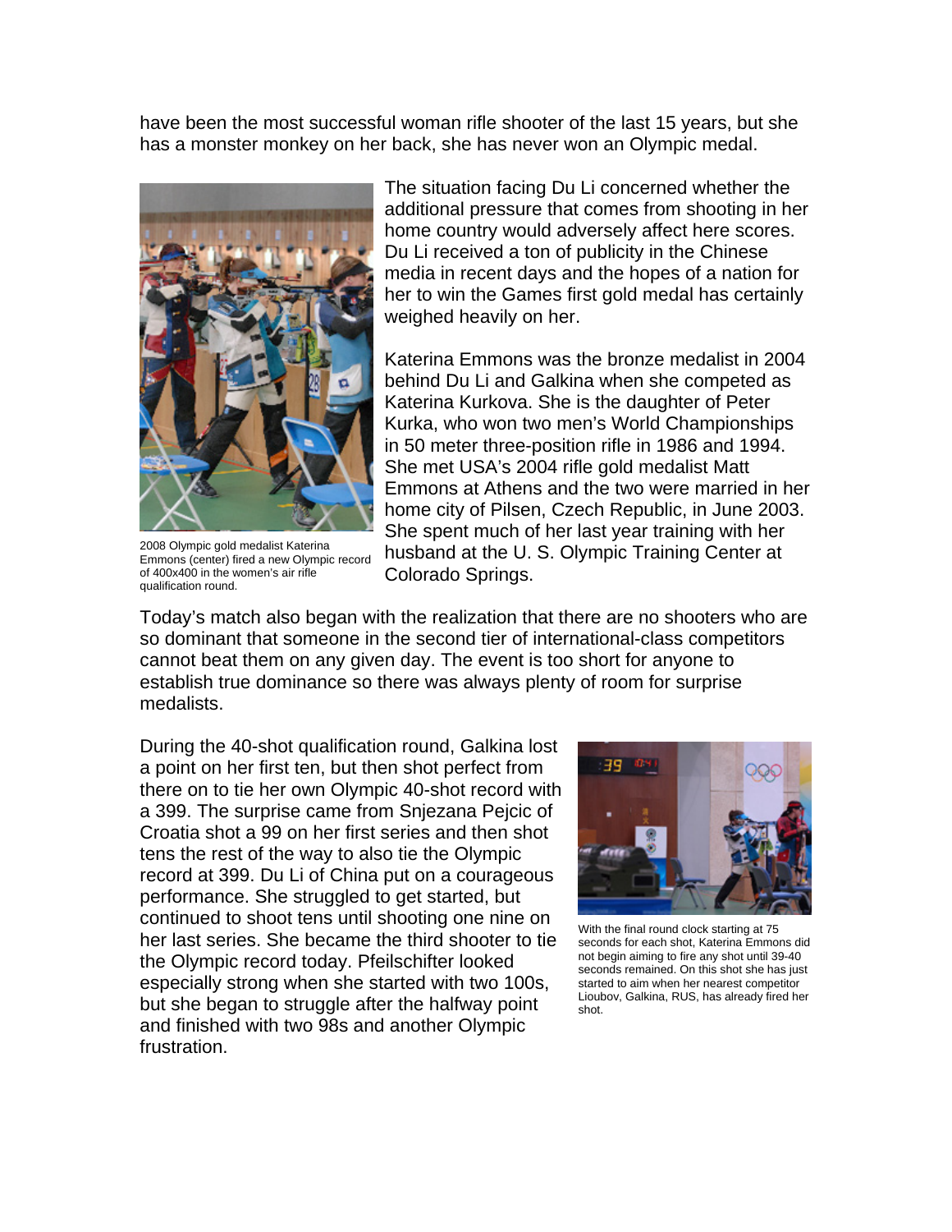have been the most successful woman rifle shooter of the last 15 years, but she has a monster monkey on her back, she has never won an Olympic medal.

The situation facing Du Li concerned whether the additional pressure that comes from shooting in her home country would adversely affect here scores. Du Li received a ton of publicity in the Chinese media in recent days and the hopes of a nation for her to win the Games first gold medal has certainly weighed heavily on her.

2008 Olympic gold medalist Katerina Emmons (center) fired a new Olympic record of 400x400 in the women's air rifle qualification round.

Katerina Emmons was the bronze medalist in 2004 behind Du Li and Galkina when she competed as Katerina Kurkova. She is the daughter of Peter Kurka, who won two men's World Championships in 50 meter three-position rifle in 1986 and 1994. She met USA's 2004 rifle gold medalist Matt Emmons at Athens and the two were married in her home city of Pilsen, Czech Republic, in June 2003. She spent much of her last year training with her husband at the U. S. Olympic Training Center at Colorado Springs.

Today's match also began with the realization that there are no shooters who are so dominant that someone in the second tier of international-class competitors cannot beat them on any given day. The event is too short for anyone to establish true dominance so there was always plenty of room for surprise medalists.

During the 40-shot qualification round, Galkina lost a point on her first ten, but then shot perfect from there on to tie her own Olympic 40-shot record with a 399. The surprise came from Snjezana Pejcic of Croatia shot a 99 on her first series and then shot tens the rest of the way to also tie the Olympic record at 399. Du Li of China put on a courageous performance. She struggled to get started, but continued to shoot tens until shooting one nine on her last series. She became the third shooter to tie the Olympic record today. Pfeilschifter looked especially strong when she started with two 100s, but she began to struggle after the halfway point and finished with two 98s and another Olympic frustration.

With the final round clock starting at 75 seconds for each shot, Katerina Emmons did not begin aiming to fire any shot until 39-40 seconds remained. On this shot she has just started to aim when her nearest competitor Lioubov, Galkina, RUS, has already fired her shot.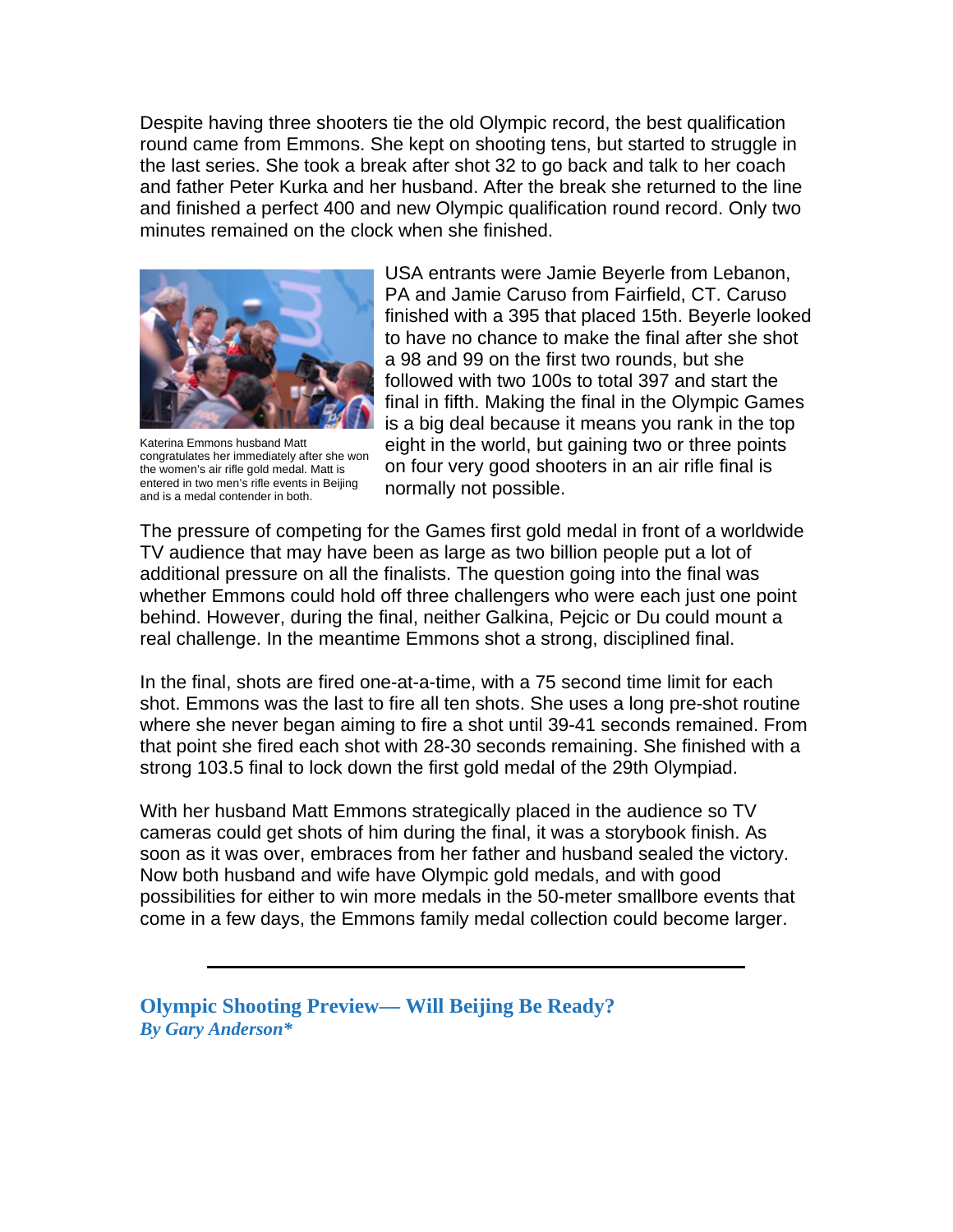Despite having three shooters tie the old Olympic record, the best qualification round came from Emmons. She kept on shooting tens, but started to struggle in the last series. She took a break after shot 32 to go back and talk to her coach and father Peter Kurka and her husband. After the break she returned to the line and finished a perfect 400 and new Olympic qualification round record. Only two minutes remained on the clock when she finished.

Katerina Emmons husband Matt congratulates her immediately after she won the women's air rifle gold medal. Matt is entered in two men's rifle events in Beijing and is a medal contender in both.

USA entrants were Jamie Beyerle from Lebanon, PA and Jamie Caruso from Fairfield, CT. Caruso finished with a 395 that placed 15th. Beyerle looked to have no chance to make the final after she shot a 98 and 99 on the first two rounds, but she followed with two 100s to total 397 and start the final in fifth. Making the final in the Olympic Games is a big deal because it means you rank in the top eight in the world, but gaining two or three points on four very good shooters in an air rifle final is normally not possible.

The pressure of competing for the Games first gold medal in front of a worldwide TV audience that may have been as large as two billion people put a lot of additional pressure on all the finalists. The question going into the final was whether Emmons could hold off three challengers who were each just one point behind. However, during the final, neither Galkina, Pejcic or Du could mount a real challenge. In the meantime Emmons shot a strong, disciplined final.

In the final, shots are fired one-at-a-time, with a 75 second time limit for each shot. Emmons was the last to fire all ten shots. She uses a long pre-shot routine where she never began aiming to fire a shot until 39-41 seconds remained. From that point she fired each shot with 28-30 seconds remaining. She finished with a strong 103.5 final to lock down the first gold medal of the 29th Olympiad.

With her husband Matt Emmons strategically placed in the audience so TV cameras could get shots of him during the final, it was a storybook finish. As soon as it was over, embraces from her father and husband sealed the victory. Now both husband and wife have Olympic gold medals, and with good possibilities for either to win more medals in the 50-meter smallbore events that come in a few days, the Emmons family medal collection could become larger.

---

## Olympic Shooting Preview— Will Beijing Be Ready?

***By Gary Anderson****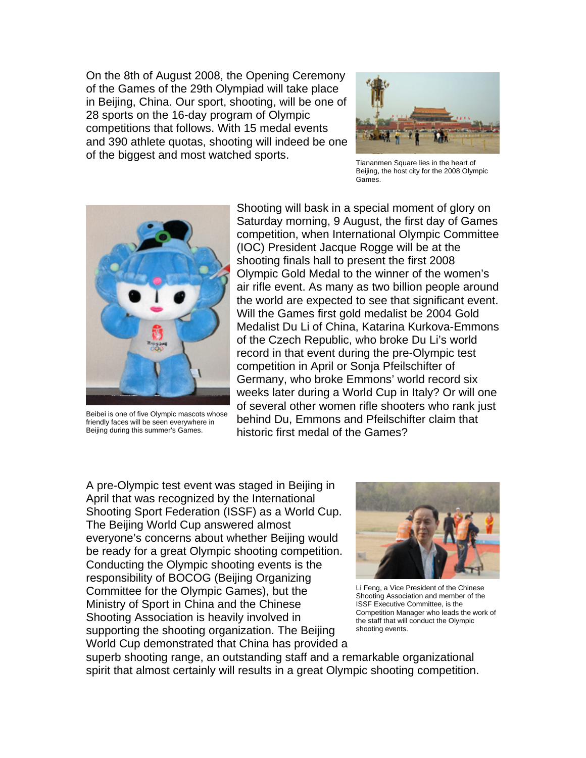On the 8th of August 2008, the Opening Ceremony of the Games of the 29th Olympiad will take place in Beijing, China. Our sport, shooting, will be one of 28 sports on the 16-day program of Olympic competitions that follows. With 15 medal events and 390 athlete quotas, shooting will indeed be one of the biggest and most watched sports.

Tiananmen Square lies in the heart of Beijing, the host city for the 2008 Olympic Games.

Shooting will bask in a special moment of glory on Saturday morning, 9 August, the first day of Games competition, when International Olympic Committee (IOC) President Jacque Rogge will be at the shooting finals hall to present the first 2008 Olympic Gold Medal to the winner of the women's air rifle event. As many as two billion people around the world are expected to see that significant event. Will the Games first gold medalist be 2004 Gold Medalist Du Li of China, Katarina Kurkova-Emmons of the Czech Republic, who broke Du Li's world record in that event during the pre-Olympic test competition in April or Sonja Pfeilschifter of Germany, who broke Emmons' world record six weeks later during a World Cup in Italy? Or will one of several other women rifle shooters who rank just behind Du, Emmons and Pfeilschifter claim that historic first medal of the Games?

Beibei is one of five Olympic mascots whose friendly faces will be seen everywhere in Beijing during this summer's Games.

A pre-Olympic test event was staged in Beijing in April that was recognized by the International Shooting Sport Federation (ISSF) as a World Cup. The Beijing World Cup answered almost everyone's concerns about whether Beijing would be ready for a great Olympic shooting competition. Conducting the Olympic shooting events is the responsibility of BOCOG (Beijing Organizing Committee for the Olympic Games), but the Ministry of Sport in China and the Chinese Shooting Association is heavily involved in supporting the shooting organization. The Beijing World Cup demonstrated that China has provided a superb shooting range, an outstanding staff and a remarkable organizational spirit that almost certainly will results in a great Olympic shooting competition.

Li Feng, a Vice President of the Chinese Shooting Association and member of the ISSF Executive Committee, is the Competition Manager who leads the work of the staff that will conduct the Olympic shooting events.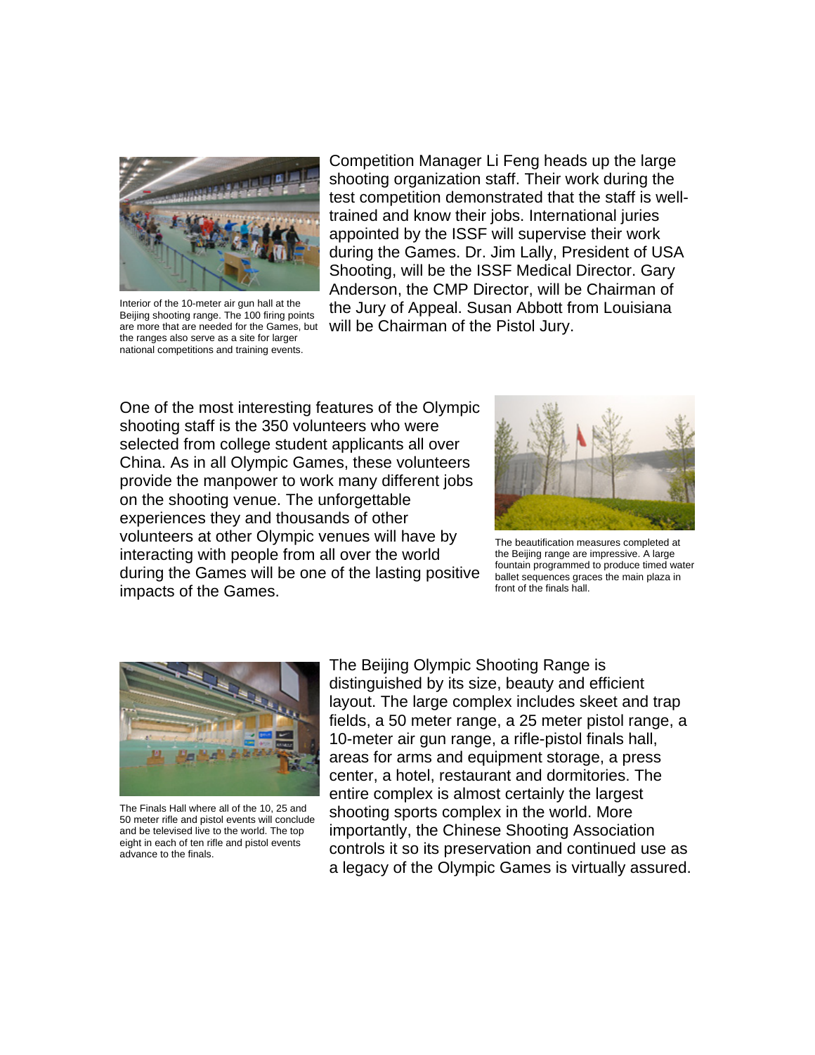Interior of the 10-meter air gun hall at the Beijing shooting range. The 100 firing points are more that are needed for the Games, but the ranges also serve as a site for larger national competitions and training events.

Competition Manager Li Feng heads up the large shooting organization staff. Their work during the test competition demonstrated that the staff is well-trained and know their jobs. International juries appointed by the ISSF will supervise their work during the Games. Dr. Jim Lally, President of USA Shooting, will be the ISSF Medical Director. Gary Anderson, the CMP Director, will be Chairman of the Jury of Appeal. Susan Abbott from Louisiana will be Chairman of the Pistol Jury.

One of the most interesting features of the Olympic shooting staff is the 350 volunteers who were selected from college student applicants all over China. As in all Olympic Games, these volunteers provide the manpower to work many different jobs on the shooting venue. The unforgettable experiences they and thousands of other volunteers at other Olympic venues will have by interacting with people from all over the world during the Games will be one of the lasting positive impacts of the Games.

The beautification measures completed at the Beijing range are impressive. A large fountain programmed to produce timed water ballet sequences graces the main plaza in front of the finals hall.

The Finals Hall where all of the 10, 25 and 50 meter rifle and pistol events will conclude and be televised live to the world. The top eight in each of ten rifle and pistol events advance to the finals.

The Beijing Olympic Shooting Range is distinguished by its size, beauty and efficient layout. The large complex includes skeet and trap fields, a 50 meter range, a 25 meter pistol range, a 10-meter air gun range, a rifle-pistol finals hall, areas for arms and equipment storage, a press center, a hotel, restaurant and dormitories. The entire complex is almost certainly the largest shooting sports complex in the world. More importantly, the Chinese Shooting Association controls it so its preservation and continued use as a legacy of the Olympic Games is virtually assured.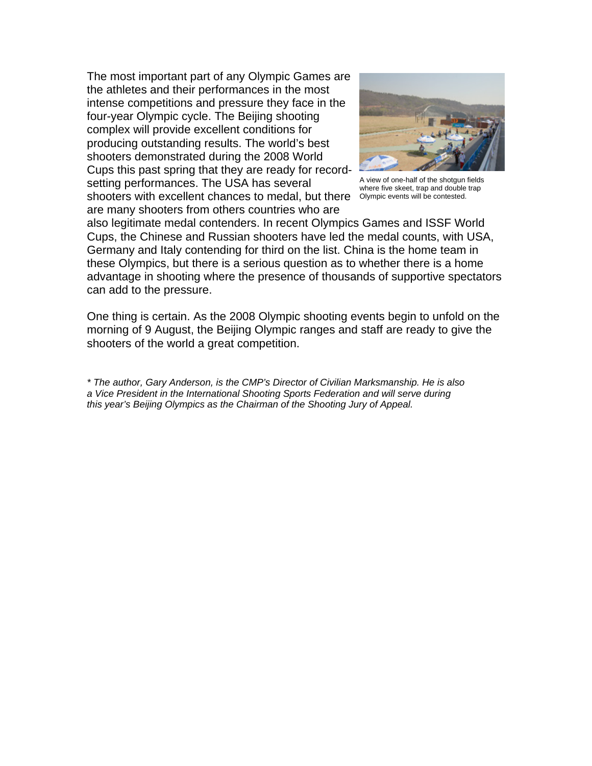The most important part of any Olympic Games are the athletes and their performances in the most intense competitions and pressure they face in the four-year Olympic cycle. The Beijing shooting complex will provide excellent conditions for producing outstanding results. The world's best shooters demonstrated during the 2008 World Cups this past spring that they are ready for record-setting performances. The USA has several shooters with excellent chances to medal, but there are many shooters from others countries who are also legitimate medal contenders. In recent Olympics Games and ISSF World Cups, the Chinese and Russian shooters have led the medal counts, with USA, Germany and Italy contending for third on the list. China is the home team in these Olympics, but there is a serious question as to whether there is a home advantage in shooting where the presence of thousands of supportive spectators can add to the pressure.

A view of one-half of the shotgun fields where five skeet, trap and double trap Olympic events will be contested.

One thing is certain. As the 2008 Olympic shooting events begin to unfold on the morning of 9 August, the Beijing Olympic ranges and staff are ready to give the shooters of the world a great competition.

*\* The author, Gary Anderson, is the CMP's Director of Civilian Marksmanship. He is also a Vice President in the International Shooting Sports Federation and will serve during this year's Beijing Olympics as the Chairman of the Shooting Jury of Appeal.*